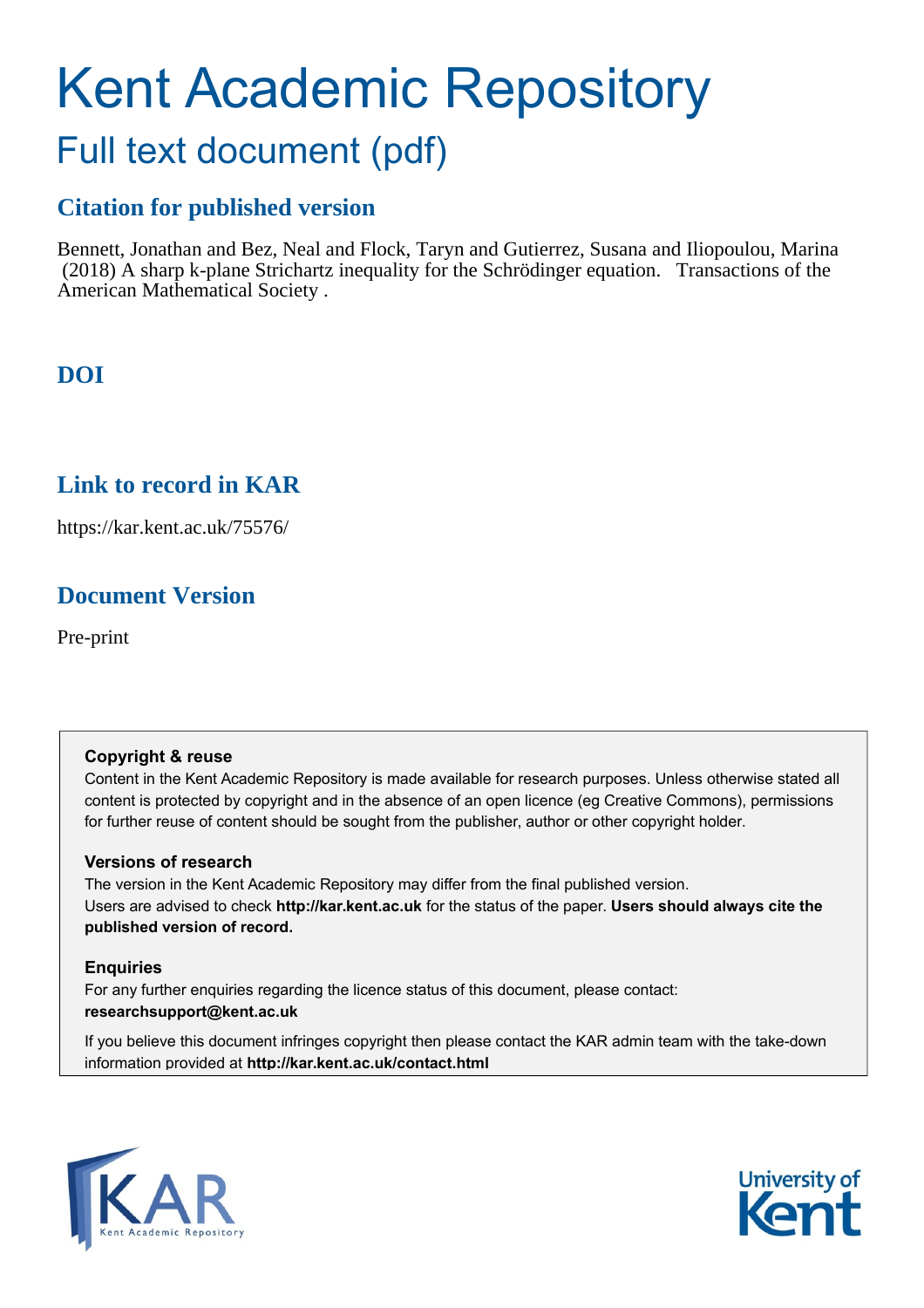# Kent Academic Repository

## Full text document (pdf)

### Citation for published version

Bennett, Jonathan and Bez, Neal and Flock, Taryn and Gutierrez, Susana and Iliopoulou, Marina (2018) A sharp k-plane Strichartz inequality for the Schrödinger equation. Transactions of the American Mathematical Society .

### DOI

### Link to record in KAR

https://kar.kent.ac.uk/75576/

### Document Version

Pre-print

**Copyright & reuse**

Content in the Kent Academic Repository is made available for research purposes. Unless otherwise stated all content is protected by copyright and in the absence of an open licence (eg Creative Commons), permissions for further reuse of content should be sought from the publisher, author or other copyright holder.

**Versions of research**

The version in the Kent Academic Repository may differ from the final published version. Users are advised to check **http://kar.kent.ac.uk** for the status of the paper. **Users should always cite the published version of record.**

**Enquiries**

For any further enquiries regarding the licence status of this document, please contact: **researchsupport@kent.ac.uk**

If you believe this document infringes copyright then please contact the KAR admin team with the take-down information provided at **http://kar.kent.ac.uk/contact.html**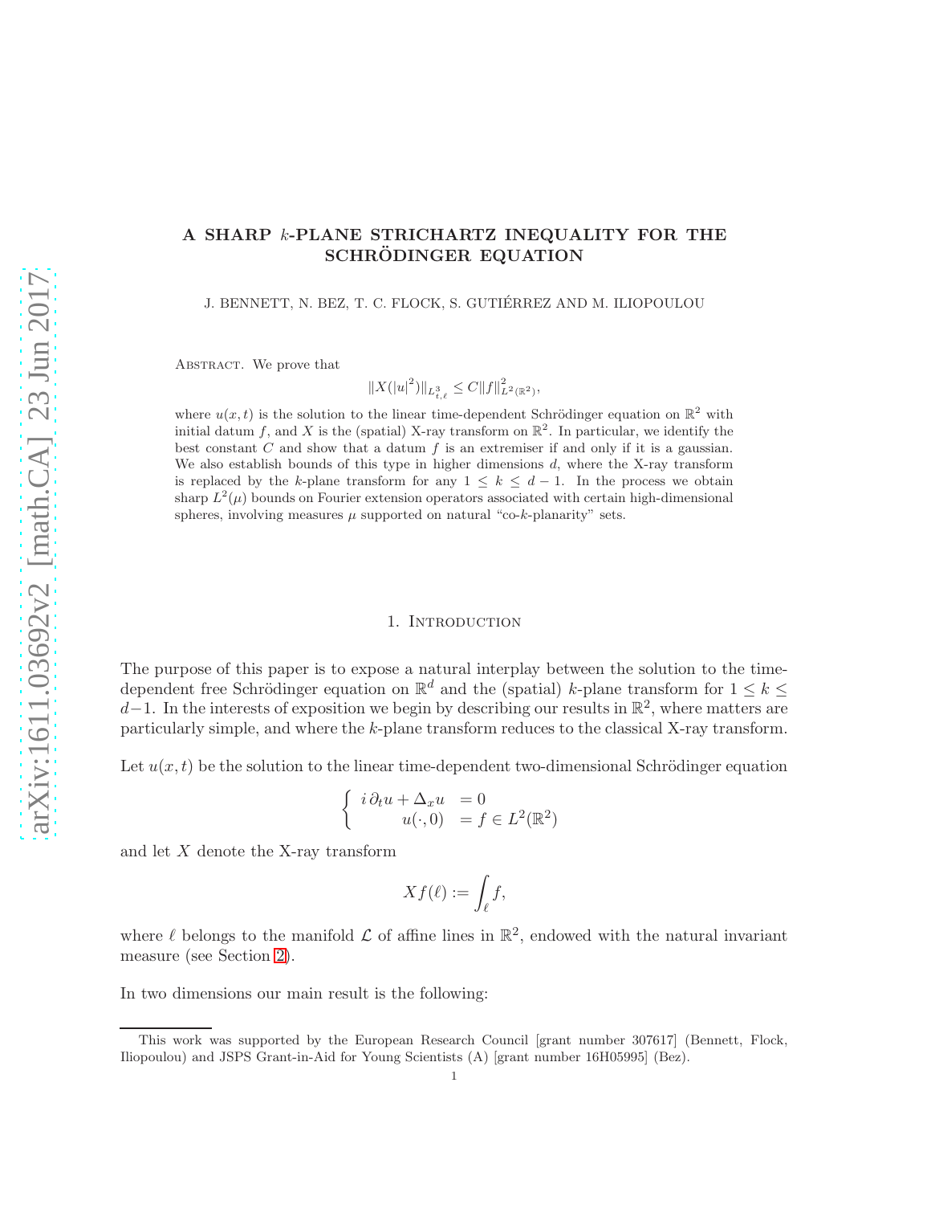# A SHARP $k$-PLANE STRICHARTZ INEQUALITY FOR THE SCHRÖDINGER EQUATION

J. BENNETT, N. BEZ, T. C. FLOCK, S. GUTIÉRREZ AND M. ILIOPOULOU

Abstract. We prove that

$$\|X(|u|^2)\|_{L^3_{t,\ell}} \leq C\|f\|^2_{L^2(\mathbb{R}^2)},$$

where $u(x,t)$ is the solution to the linear time-dependent Schrödinger equation on $\mathbb{R}^2$ with initial datum $f$, and $X$ is the (spatial) X-ray transform on $\mathbb{R}^2$. In particular, we identify the best constant $C$ and show that a datum $f$ is an extremiser if and only if it is a gaussian. We also establish bounds of this type in higher dimensions $d$, where the X-ray transform is replaced by the $k$-plane transform for any $1 \leq k \leq d-1$. In the process we obtain sharp $L^2(\mu)$ bounds on Fourier extension operators associated with certain high-dimensional spheres, involving measures $\mu$ supported on natural "co-$k$-planarity" sets.

## 1. Introduction

The purpose of this paper is to expose a natural interplay between the solution to the time-dependent free Schrödinger equation on $\mathbb{R}^d$ and the (spatial) $k$-plane transform for $1 \leq k \leq d-1$. In the interests of exposition we begin by describing our results in $\mathbb{R}^2$, where matters are particularly simple, and where the $k$-plane transform reduces to the classical X-ray transform.

Let $u(x,t)$ be the solution to the linear time-dependent two-dimensional Schrödinger equation

$$\begin{cases} i\,\partial_t u + \Delta_x u &= 0 \\ \qquad\quad u(\cdot,0) &= f \in L^2(\mathbb{R}^2) \end{cases}$$

and let $X$ denote the X-ray transform

$$Xf(\ell) := \int_\ell f,$$

where $\ell$ belongs to the manifold $\mathcal{L}$ of affine lines in $\mathbb{R}^2$, endowed with the natural invariant measure (see Section 2).

In two dimensions our main result is the following:

This work was supported by the European Research Council [grant number 307617] (Bennett, Flock, Iliopoulou) and JSPS Grant-in-Aid for Young Scientists (A) [grant number 16H05995] (Bez).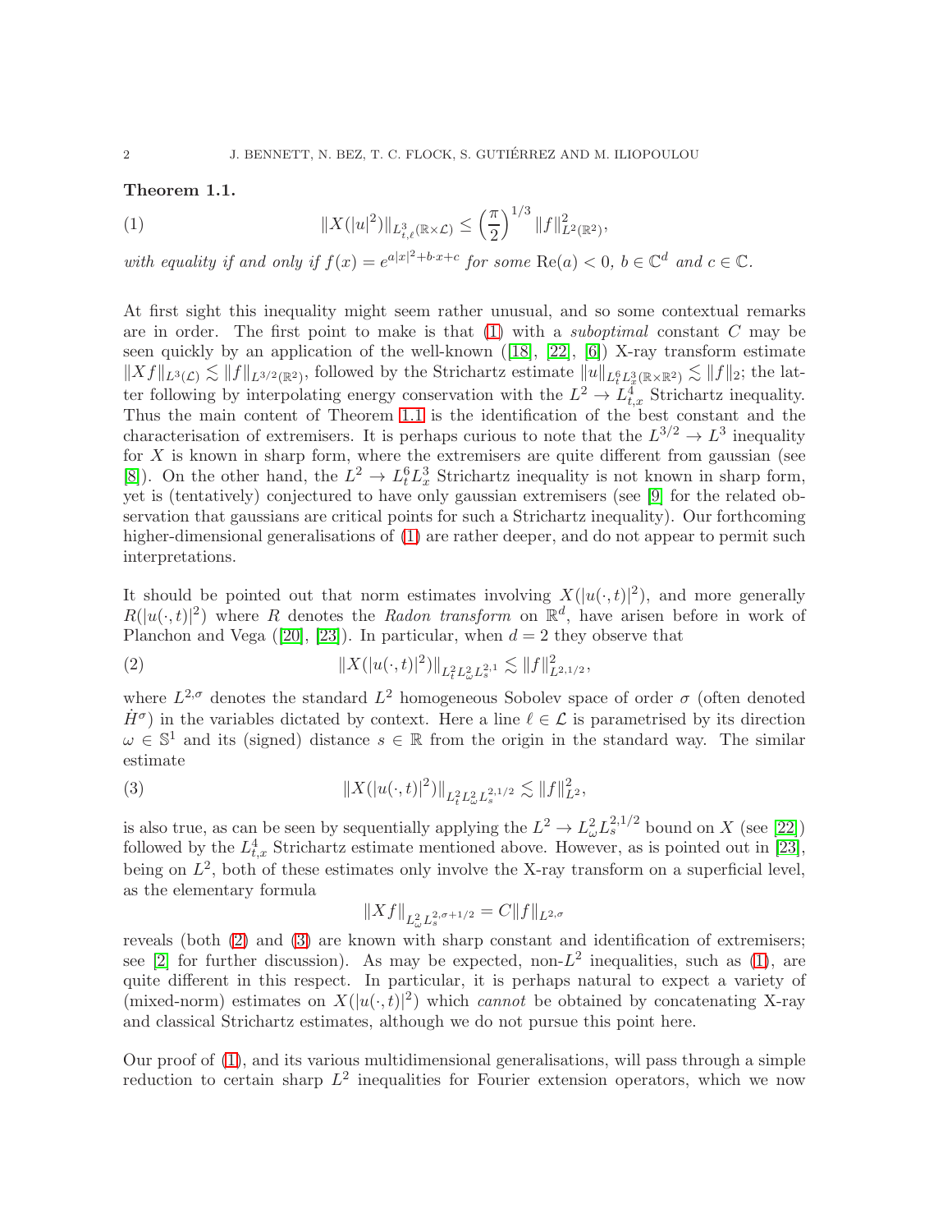**Theorem 1.1.**

$$\|X(|u|^2)\|_{L^3_{t,\ell}(\mathbb{R}\times\mathcal{L})} \leq \left(\frac{\pi}{2}\right)^{1/3} \|f\|^2_{L^2(\mathbb{R}^2)}, \tag{1}$$

*with equality if and only if* $f(x) = e^{a|x|^2+b\cdot x+c}$ *for some* $\mathrm{Re}(a) < 0$, $b \in \mathbb{C}^d$ *and* $c \in \mathbb{C}$.

At first sight this inequality might seem rather unusual, and so some contextual remarks are in order. The first point to make is that (1) with a *suboptimal* constant $C$ may be seen quickly by an application of the well-known ([18], [22], [6]) X-ray transform estimate $\|Xf\|_{L^3(\mathcal{L})} \lesssim \|f\|_{L^{3/2}(\mathbb{R}^2)}$, followed by the Strichartz estimate $\|u\|_{L^6_t L^3_x(\mathbb{R}\times\mathbb{R}^2)} \lesssim \|f\|_2$; the latter following by interpolating energy conservation with the $L^2 \to L^4_{t,x}$ Strichartz inequality. Thus the main content of Theorem 1.1 is the identification of the best constant and the characterisation of extremisers. It is perhaps curious to note that the $L^{3/2} \to L^3$ inequality for $X$ is known in sharp form, where the extremisers are quite different from gaussian (see [8]). On the other hand, the $L^2 \to L^6_t L^3_x$ Strichartz inequality is not known in sharp form, yet is (tentatively) conjectured to have only gaussian extremisers (see [9] for the related observation that gaussians are critical points for such a Strichartz inequality). Our forthcoming higher-dimensional generalisations of (1) are rather deeper, and do not appear to permit such interpretations.

It should be pointed out that norm estimates involving $X(|u(\cdot,t)|^2)$, and more generally $R(|u(\cdot,t)|^2)$ where $R$ denotes the *Radon transform* on $\mathbb{R}^d$, have arisen before in work of Planchon and Vega ([20], [23]). In particular, when $d=2$ they observe that

$$\|X(|u(\cdot,t)|^2)\|_{L^2_t L^2_\omega L^{2,1}_s} \lesssim \|f\|^2_{L^{2,1/2}}, \tag{2}$$

where $L^{2,\sigma}$ denotes the standard $L^2$ homogeneous Sobolev space of order $\sigma$ (often denoted $\dot{H}^\sigma$) in the variables dictated by context. Here a line $\ell \in \mathcal{L}$ is parametrised by its direction $\omega \in \mathbb{S}^1$ and its (signed) distance $s \in \mathbb{R}$ from the origin in the standard way. The similar estimate

$$\|X(|u(\cdot,t)|^2)\|_{L^2_t L^2_\omega L^{2,1/2}_s} \lesssim \|f\|^2_{L^2}, \tag{3}$$

is also true, as can be seen by sequentially applying the $L^2 \to L^2_\omega L^{2,1/2}_s$ bound on $X$ (see [22]) followed by the $L^4_{t,x}$ Strichartz estimate mentioned above. However, as is pointed out in [23], being on $L^2$, both of these estimates only involve the X-ray transform on a superficial level, as the elementary formula

$$\|Xf\|_{L^2_\omega L^{2,\sigma+1/2}_s} = C\|f\|_{L^{2,\sigma}}$$

reveals (both (2) and (3) are known with sharp constant and identification of extremisers; see [2] for further discussion). As may be expected, non-$L^2$ inequalities, such as (1), are quite different in this respect. In particular, it is perhaps natural to expect a variety of (mixed-norm) estimates on $X(|u(\cdot,t)|^2)$ which *cannot* be obtained by concatenating X-ray and classical Strichartz estimates, although we do not pursue this point here.

Our proof of (1), and its various multidimensional generalisations, will pass through a simple reduction to certain sharp $L^2$ inequalities for Fourier extension operators, which we now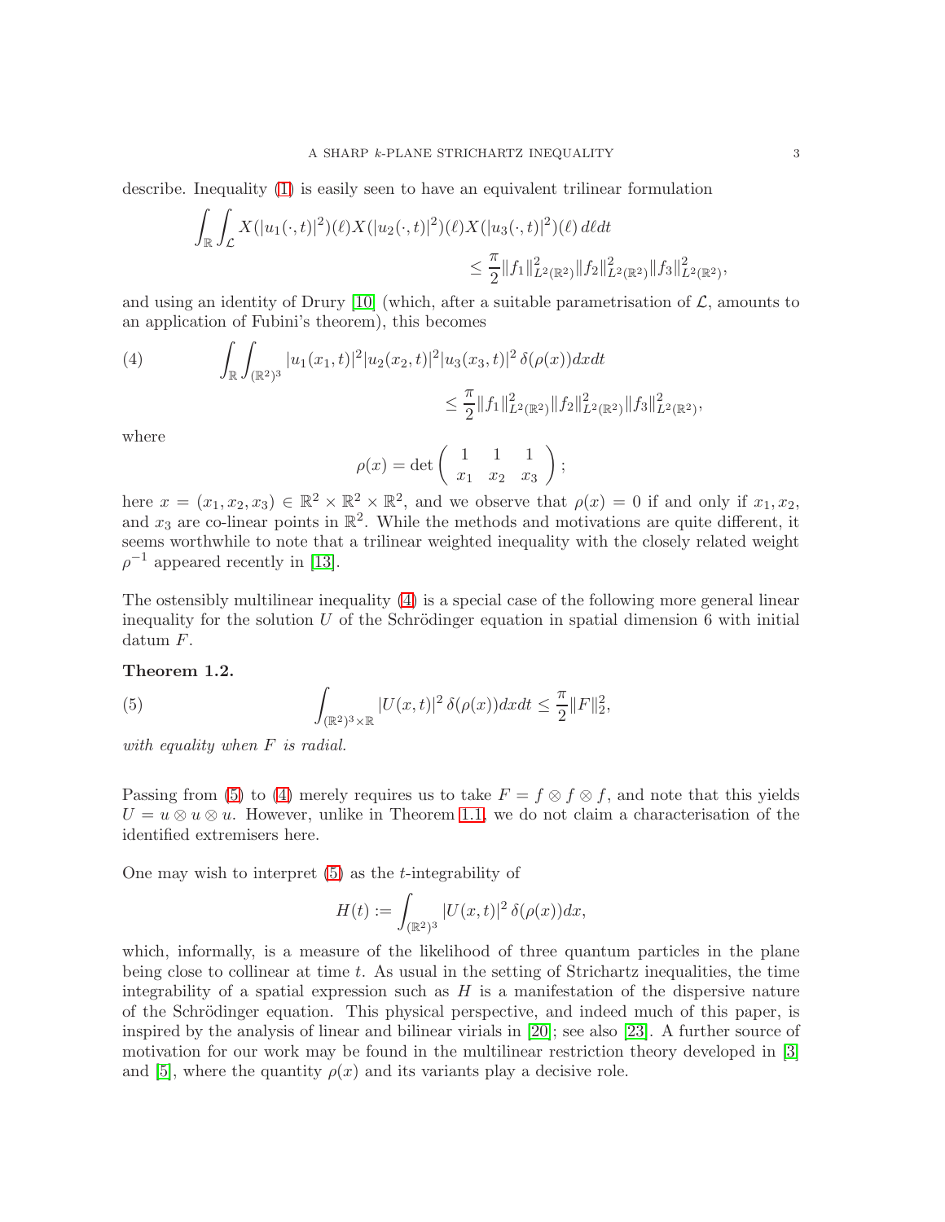describe. Inequality (1) is easily seen to have an equivalent trilinear formulation

$$\int_{\mathbb{R}} \int_{\mathcal{L}} X(|u_1(\cdot,t)|^2)(\ell) X(|u_2(\cdot,t)|^2)(\ell) X(|u_3(\cdot,t)|^2)(\ell)\, d\ell dt \leq \frac{\pi}{2} \|f_1\|^2_{L^2(\mathbb{R}^2)} \|f_2\|^2_{L^2(\mathbb{R}^2)} \|f_3\|^2_{L^2(\mathbb{R}^2)},$$

and using an identity of Drury [10] (which, after a suitable parametrisation of $\mathcal{L}$, amounts to an application of Fubini's theorem), this becomes

$$\int_{\mathbb{R}} \int_{(\mathbb{R}^2)^3} |u_1(x_1,t)|^2 |u_2(x_2,t)|^2 |u_3(x_3,t)|^2 \, \delta(\rho(x)) dx dt \leq \frac{\pi}{2} \|f_1\|^2_{L^2(\mathbb{R}^2)} \|f_2\|^2_{L^2(\mathbb{R}^2)} \|f_3\|^2_{L^2(\mathbb{R}^2)}, \tag{4}$$

where

$$\rho(x) = \det \begin{pmatrix} 1 & 1 & 1 \\ x_1 & x_2 & x_3 \end{pmatrix};$$

here $x = (x_1, x_2, x_3) \in \mathbb{R}^2 \times \mathbb{R}^2 \times \mathbb{R}^2$, and we observe that $\rho(x) = 0$ if and only if $x_1, x_2$, and $x_3$ are co-linear points in $\mathbb{R}^2$. While the methods and motivations are quite different, it seems worthwhile to note that a trilinear weighted inequality with the closely related weight $\rho^{-1}$ appeared recently in [13].

The ostensibly multilinear inequality (4) is a special case of the following more general linear inequality for the solution $U$ of the Schrödinger equation in spatial dimension 6 with initial datum $F$.

**Theorem 1.2.**

$$\int_{(\mathbb{R}^2)^3 \times \mathbb{R}} |U(x,t)|^2 \, \delta(\rho(x)) dx dt \leq \frac{\pi}{2} \|F\|_2^2, \tag{5}$$

*with equality when $F$ is radial.*

Passing from (5) to (4) merely requires us to take $F = f \otimes f \otimes f$, and note that this yields $U = u \otimes u \otimes u$. However, unlike in Theorem 1.1, we do not claim a characterisation of the identified extremisers here.

One may wish to interpret (5) as the $t$-integrability of

$$H(t) := \int_{(\mathbb{R}^2)^3} |U(x,t)|^2 \, \delta(\rho(x)) dx,$$

which, informally, is a measure of the likelihood of three quantum particles in the plane being close to collinear at time $t$. As usual in the setting of Strichartz inequalities, the time integrability of a spatial expression such as $H$ is a manifestation of the dispersive nature of the Schrödinger equation. This physical perspective, and indeed much of this paper, is inspired by the analysis of linear and bilinear virials in [20]; see also [23]. A further source of motivation for our work may be found in the multilinear restriction theory developed in [3] and [5], where the quantity $\rho(x)$ and its variants play a decisive role.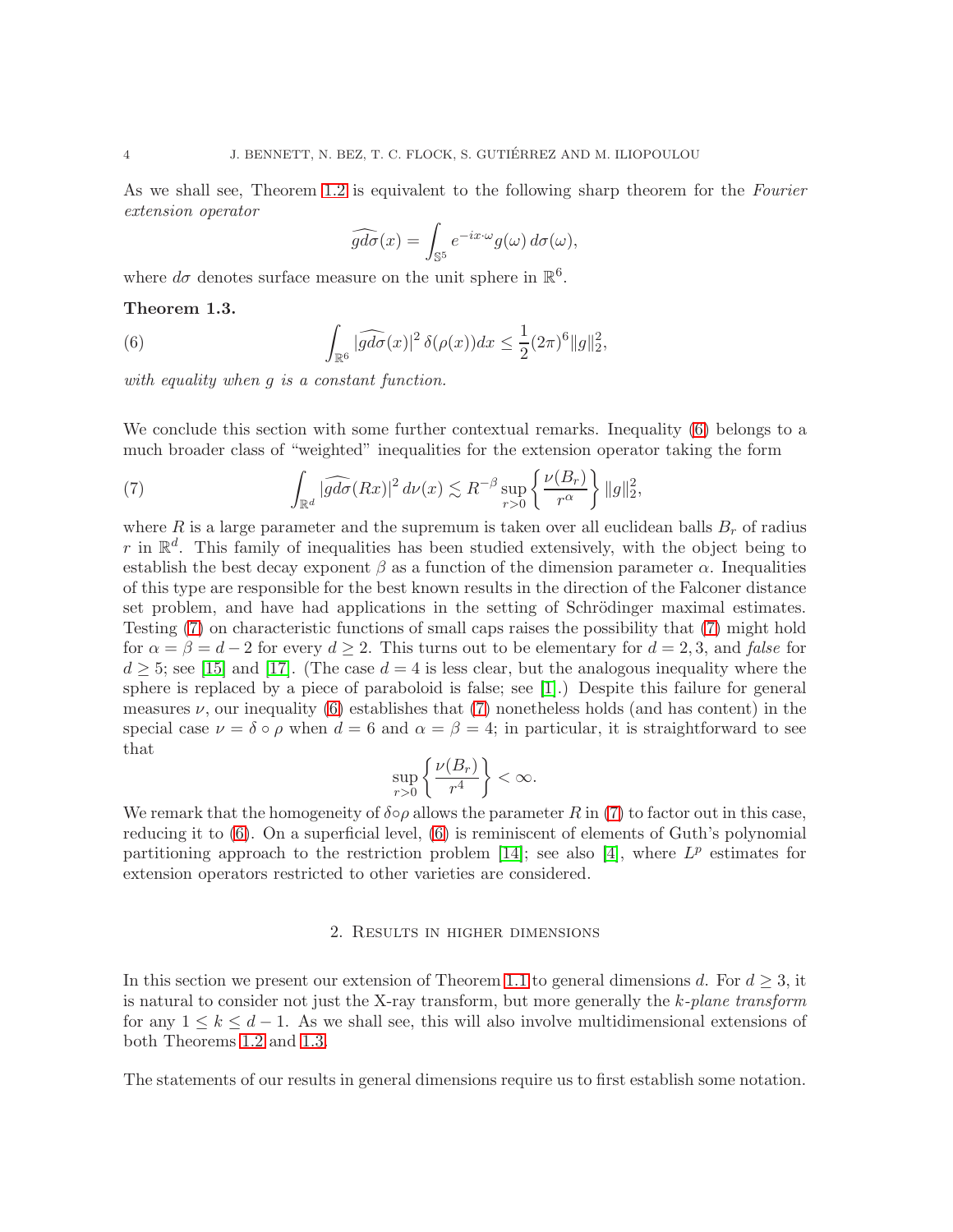As we shall see, Theorem 1.2 is equivalent to the following sharp theorem for the *Fourier extension operator*

$$\widehat{gd\sigma}(x) = \int_{\mathbb{S}^5} e^{-ix\cdot\omega} g(\omega)\, d\sigma(\omega),$$

where $d\sigma$ denotes surface measure on the unit sphere in $\mathbb{R}^6$.

**Theorem 1.3.**

$$\int_{\mathbb{R}^6} |\widehat{gd\sigma}(x)|^2 \,\delta(\rho(x))dx \leq \frac{1}{2}(2\pi)^6 \|g\|_2^2, \tag{6}$$

*with equality when $g$ is a constant function.*

We conclude this section with some further contextual remarks. Inequality (6) belongs to a much broader class of "weighted" inequalities for the extension operator taking the form

$$\int_{\mathbb{R}^d} |\widehat{gd\sigma}(Rx)|^2 \, d\nu(x) \lesssim R^{-\beta} \sup_{r>0} \left\{ \frac{\nu(B_r)}{r^\alpha} \right\} \|g\|_2^2, \tag{7}$$

where $R$ is a large parameter and the supremum is taken over all euclidean balls $B_r$ of radius $r$ in $\mathbb{R}^d$. This family of inequalities has been studied extensively, with the object being to establish the best decay exponent $\beta$ as a function of the dimension parameter $\alpha$. Inequalities of this type are responsible for the best known results in the direction of the Falconer distance set problem, and have had applications in the setting of Schrödinger maximal estimates. Testing (7) on characteristic functions of small caps raises the possibility that (7) might hold for $\alpha = \beta = d-2$ for every $d \geq 2$. This turns out to be elementary for $d = 2, 3$, and *false* for $d \geq 5$; see [15] and [17]. (The case $d = 4$ is less clear, but the analogous inequality where the sphere is replaced by a piece of paraboloid is false; see [1].) Despite this failure for general measures $\nu$, our inequality (6) establishes that (7) nonetheless holds (and has content) in the special case $\nu = \delta \circ \rho$ when $d = 6$ and $\alpha = \beta = 4$; in particular, it is straightforward to see that

$$\sup_{r>0} \left\{ \frac{\nu(B_r)}{r^4} \right\} < \infty.$$

We remark that the homogeneity of $\delta\circ\rho$ allows the parameter $R$ in (7) to factor out in this case, reducing it to (6). On a superficial level, (6) is reminiscent of elements of Guth's polynomial partitioning approach to the restriction problem [14]; see also [4], where $L^p$ estimates for extension operators restricted to other varieties are considered.

## 2. Results in higher dimensions

In this section we present our extension of Theorem 1.1 to general dimensions $d$. For $d \geq 3$, it is natural to consider not just the X-ray transform, but more generally the *$k$-plane transform* for any $1 \leq k \leq d-1$. As we shall see, this will also involve multidimensional extensions of both Theorems 1.2 and 1.3.

The statements of our results in general dimensions require us to first establish some notation.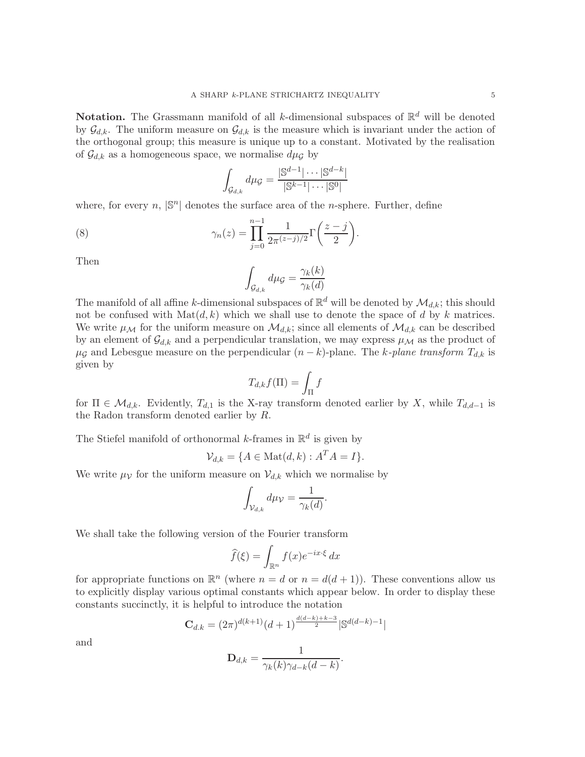**Notation.** The Grassmann manifold of all $k$-dimensional subspaces of $\mathbb{R}^d$ will be denoted by $\mathcal{G}_{d,k}$. The uniform measure on $\mathcal{G}_{d,k}$ is the measure which is invariant under the action of the orthogonal group; this measure is unique up to a constant. Motivated by the realisation of $\mathcal{G}_{d,k}$ as a homogeneous space, we normalise $d\mu_{\mathcal{G}}$ by

$$\int_{\mathcal{G}_{d,k}} d\mu_{\mathcal{G}} = \frac{|\mathbb{S}^{d-1}|\cdots|\mathbb{S}^{d-k}|}{|\mathbb{S}^{k-1}|\cdots|\mathbb{S}^{0}|}$$

where, for every $n$, $|\mathbb{S}^n|$ denotes the surface area of the $n$-sphere. Further, define

$$\gamma_n(z) = \prod_{j=0}^{n-1} \frac{1}{2\pi^{(z-j)/2}} \Gamma\bigg(\frac{z-j}{2}\bigg). \tag{8}$$

Then

$$\int_{\mathcal{G}_{d,k}} d\mu_{\mathcal{G}} = \frac{\gamma_k(k)}{\gamma_k(d)}$$

The manifold of all affine $k$-dimensional subspaces of $\mathbb{R}^d$ will be denoted by $\mathcal{M}_{d,k}$; this should not be confused with $\mathrm{Mat}(d,k)$ which we shall use to denote the space of $d$ by $k$ matrices. We write $\mu_{\mathcal{M}}$ for the uniform measure on $\mathcal{M}_{d,k}$; since all elements of $\mathcal{M}_{d,k}$ can be described by an element of $\mathcal{G}_{d,k}$ and a perpendicular translation, we may express $\mu_{\mathcal{M}}$ as the product of $\mu_{\mathcal{G}}$ and Lebesgue measure on the perpendicular $(n-k)$-plane. The *$k$-plane transform* $T_{d,k}$ is given by

$$T_{d,k} f(\Pi) = \int_{\Pi} f$$

for $\Pi \in \mathcal{M}_{d,k}$. Evidently, $T_{d,1}$ is the X-ray transform denoted earlier by $X$, while $T_{d,d-1}$ is the Radon transform denoted earlier by $R$.

The Stiefel manifold of orthonormal $k$-frames in $\mathbb{R}^d$ is given by

$$\mathcal{V}_{d,k} = \{A \in \mathrm{Mat}(d,k) : A^T A = I\}.$$

We write $\mu_{\mathcal{V}}$ for the uniform measure on $\mathcal{V}_{d,k}$ which we normalise by

$$\int_{\mathcal{V}_{d,k}} d\mu_{\mathcal{V}} = \frac{1}{\gamma_k(d)}.$$

We shall take the following version of the Fourier transform

$$\widehat{f}(\xi) = \int_{\mathbb{R}^n} f(x) e^{-ix\cdot\xi}\, dx$$

for appropriate functions on $\mathbb{R}^n$ (where $n = d$ or $n = d(d+1)$). These conventions allow us to explicitly display various optimal constants which appear below. In order to display these constants succinctly, it is helpful to introduce the notation

$$\mathbf{C}_{d.k} = (2\pi)^{d(k+1)}(d+1)^{\frac{d(d-k)+k-3}{2}}|\mathbb{S}^{d(d-k)-1}|$$

and

$$\mathbf{D}_{d,k} = \frac{1}{\gamma_k(k)\gamma_{d-k}(d-k)}.$$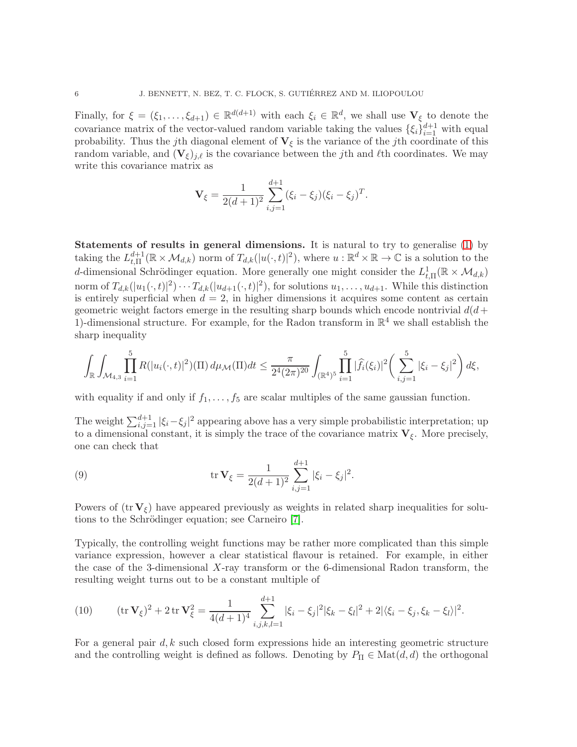Finally, for $\xi = (\xi_1, \ldots, \xi_{d+1}) \in \mathbb{R}^{d(d+1)}$ with each $\xi_i \in \mathbb{R}^d$, we shall use $\mathbf{V}_\xi$ to denote the covariance matrix of the vector-valued random variable taking the values $\{\xi_i\}_{i=1}^{d+1}$ with equal probability. Thus the $j$th diagonal element of $\mathbf{V}_\xi$ is the variance of the $j$th coordinate of this random variable, and $(\mathbf{V}_\xi)_{j,\ell}$ is the covariance between the $j$th and $\ell$th coordinates. We may write this covariance matrix as

$$\mathbf{V}_\xi = \frac{1}{2(d+1)^2} \sum_{i,j=1}^{d+1} (\xi_i - \xi_j)(\xi_i - \xi_j)^T.$$

**Statements of results in general dimensions.** It is natural to try to generalise (1) by taking the $L^{d+1}_{t,\Pi}(\mathbb{R} \times \mathcal{M}_{d,k})$ norm of $T_{d,k}(|u(\cdot,t)|^2)$, where $u : \mathbb{R}^d \times \mathbb{R} \to \mathbb{C}$ is a solution to the $d$-dimensional Schrödinger equation. More generally one might consider the $L^1_{t,\Pi}(\mathbb{R} \times \mathcal{M}_{d,k})$ norm of $T_{d,k}(|u_1(\cdot,t)|^2) \cdots T_{d,k}(|u_{d+1}(\cdot,t)|^2)$, for solutions $u_1, \ldots, u_{d+1}$. While this distinction is entirely superficial when $d = 2$, in higher dimensions it acquires some content as certain geometric weight factors emerge in the resulting sharp bounds which encode nontrivial $d(d+1)$-dimensional structure. For example, for the Radon transform in $\mathbb{R}^4$ we shall establish the sharp inequality

$$\int_{\mathbb{R}} \int_{\mathcal{M}_{4,3}} \prod_{i=1}^{5} R(|u_i(\cdot,t)|^2)(\Pi)\, d\mu_{\mathcal{M}}(\Pi) dt \leq \frac{\pi}{2^4 (2\pi)^{20}} \int_{(\mathbb{R}^4)^5} \prod_{i=1}^{5} |\widehat{f_i}(\xi_i)|^2 \bigg( \sum_{i,j=1}^{5} |\xi_i - \xi_j|^2 \bigg) d\xi,$$

with equality if and only if $f_1, \ldots, f_5$ are scalar multiples of the same gaussian function.

The weight $\sum_{i,j=1}^{d+1} |\xi_i - \xi_j|^2$ appearing above has a very simple probabilistic interpretation; up to a dimensional constant, it is simply the trace of the covariance matrix $\mathbf{V}_\xi$. More precisely, one can check that

$$\operatorname{tr} \mathbf{V}_\xi = \frac{1}{2(d+1)^2} \sum_{i,j=1}^{d+1} |\xi_i - \xi_j|^2. \tag{9}$$

Powers of $(\operatorname{tr} \mathbf{V}_\xi)$ have appeared previously as weights in related sharp inequalities for solutions to the Schrödinger equation; see Carneiro [7].

Typically, the controlling weight functions may be rather more complicated than this simple variance expression, however a clear statistical flavour is retained. For example, in either the case of the 3-dimensional $X$-ray transform or the 6-dimensional Radon transform, the resulting weight turns out to be a constant multiple of

$$(\operatorname{tr} \mathbf{V}_\xi)^2 + 2 \operatorname{tr} \mathbf{V}_\xi^2 = \frac{1}{4(d+1)^4} \sum_{i,j,k,l=1}^{d+1} |\xi_i - \xi_j|^2 |\xi_k - \xi_l|^2 + 2|\langle \xi_i - \xi_j, \xi_k - \xi_l \rangle|^2. \tag{10}$$

For a general pair $d, k$ such closed form expressions hide an interesting geometric structure and the controlling weight is defined as follows. Denoting by $P_\Pi \in \operatorname{Mat}(d,d)$ the orthogonal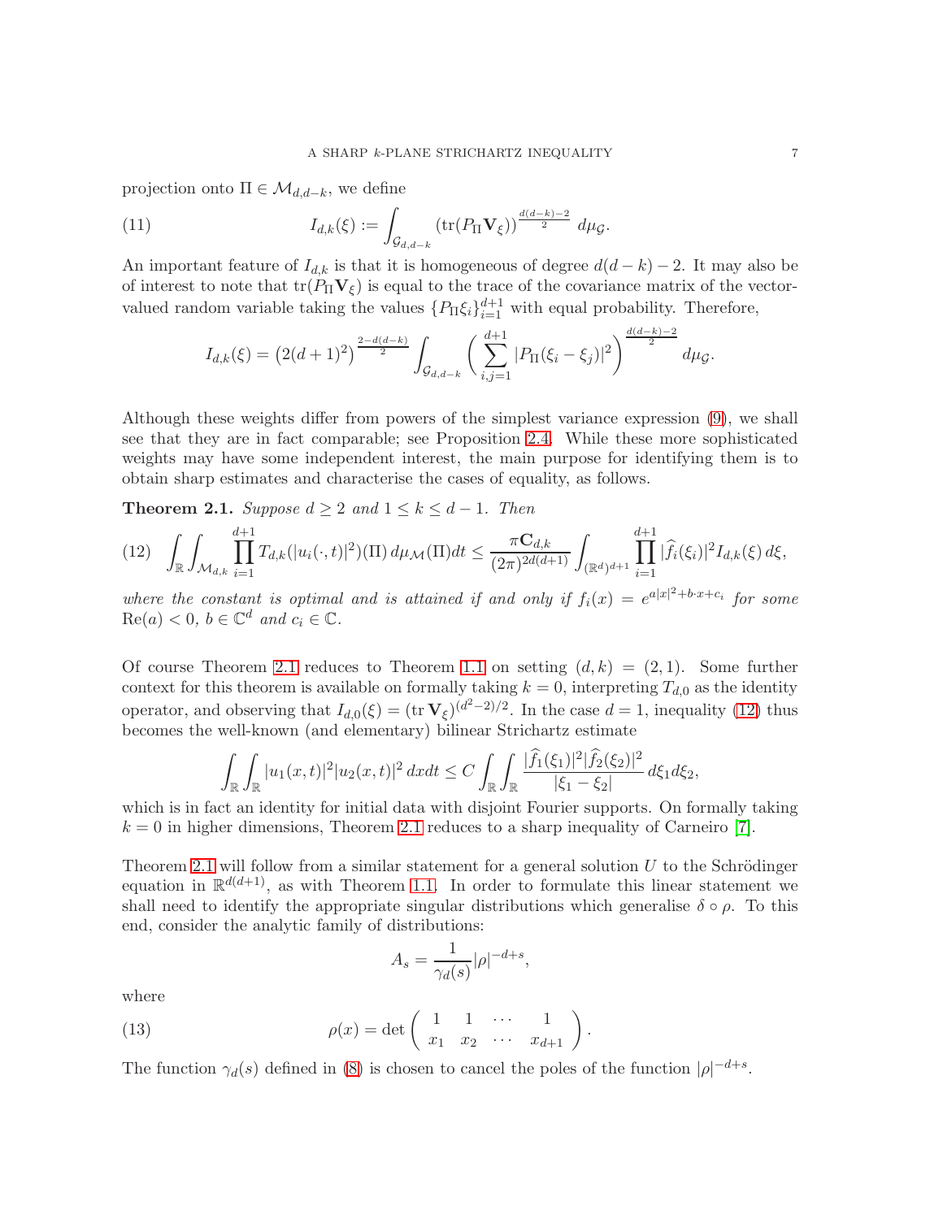projection onto $\Pi \in \mathcal{M}_{d,d-k}$, we define

$$I_{d,k}(\xi) := \int_{\mathcal{G}_{d,d-k}} (\operatorname{tr}(P_\Pi \mathbf{V}_\xi))^{\frac{d(d-k)-2}{2}} \, d\mu_{\mathcal{G}}. \tag{11}$$

An important feature of $I_{d,k}$ is that it is homogeneous of degree $d(d-k)-2$. It may also be of interest to note that $\operatorname{tr}(P_\Pi \mathbf{V}_\xi)$ is equal to the trace of the covariance matrix of the vector-valued random variable taking the values $\{P_\Pi \xi_i\}_{i=1}^{d+1}$ with equal probability. Therefore,

$$I_{d,k}(\xi) = \left(2(d+1)^2\right)^{\frac{2-d(d-k)}{2}} \int_{\mathcal{G}_{d,d-k}} \left( \sum_{i,j=1}^{d+1} |P_\Pi(\xi_i - \xi_j)|^2 \right)^{\frac{d(d-k)-2}{2}} d\mu_{\mathcal{G}}.$$

Although these weights differ from powers of the simplest variance expression (9), we shall see that they are in fact comparable; see Proposition 2.4. While these more sophisticated weights may have some independent interest, the main purpose for identifying them is to obtain sharp estimates and characterise the cases of equality, as follows.

**Theorem 2.1.** *Suppose $d \geq 2$ and $1 \leq k \leq d-1$. Then*

$$\int_{\mathbb{R}} \int_{\mathcal{M}_{d,k}} \prod_{i=1}^{d+1} T_{d,k}(|u_i(\cdot,t)|^2)(\Pi) \, d\mu_{\mathcal{M}}(\Pi) dt \leq \frac{\pi \mathbf{C}_{d,k}}{(2\pi)^{2d(d+1)}} \int_{(\mathbb{R}^d)^{d+1}} \prod_{i=1}^{d+1} |\widehat{f}_i(\xi_i)|^2 I_{d,k}(\xi) \, d\xi, \tag{12}$$

*where the constant is optimal and is attained if and only if $f_i(x) = e^{a|x|^2 + b\cdot x + c_i}$ for some $\operatorname{Re}(a) < 0$, $b \in \mathbb{C}^d$ and $c_i \in \mathbb{C}$.*

Of course Theorem 2.1 reduces to Theorem 1.1 on setting $(d,k) = (2,1)$. Some further context for this theorem is available on formally taking $k=0$, interpreting $T_{d,0}$ as the identity operator, and observing that $I_{d,0}(\xi) = (\operatorname{tr} \mathbf{V}_\xi)^{(d^2-2)/2}$. In the case $d=1$, inequality (12) thus becomes the well-known (and elementary) bilinear Strichartz estimate

$$\int_{\mathbb{R}} \int_{\mathbb{R}} |u_1(x,t)|^2 |u_2(x,t)|^2 \, dx dt \leq C \int_{\mathbb{R}} \int_{\mathbb{R}} \frac{|\widehat{f}_1(\xi_1)|^2 |\widehat{f}_2(\xi_2)|^2}{|\xi_1 - \xi_2|} \, d\xi_1 d\xi_2,$$

which is in fact an identity for initial data with disjoint Fourier supports. On formally taking $k=0$ in higher dimensions, Theorem 2.1 reduces to a sharp inequality of Carneiro [7].

Theorem 2.1 will follow from a similar statement for a general solution $U$ to the Schrödinger equation in $\mathbb{R}^{d(d+1)}$, as with Theorem 1.1. In order to formulate this linear statement we shall need to identify the appropriate singular distributions which generalise $\delta \circ \rho$. To this end, consider the analytic family of distributions:

$$A_s = \frac{1}{\gamma_d(s)} |\rho|^{-d+s},$$

where

$$\rho(x) = \det \begin{pmatrix} 1 & 1 & \cdots & 1 \\ x_1 & x_2 & \cdots & x_{d+1} \end{pmatrix}. \tag{13}$$

The function $\gamma_d(s)$ defined in (8) is chosen to cancel the poles of the function $|\rho|^{-d+s}$.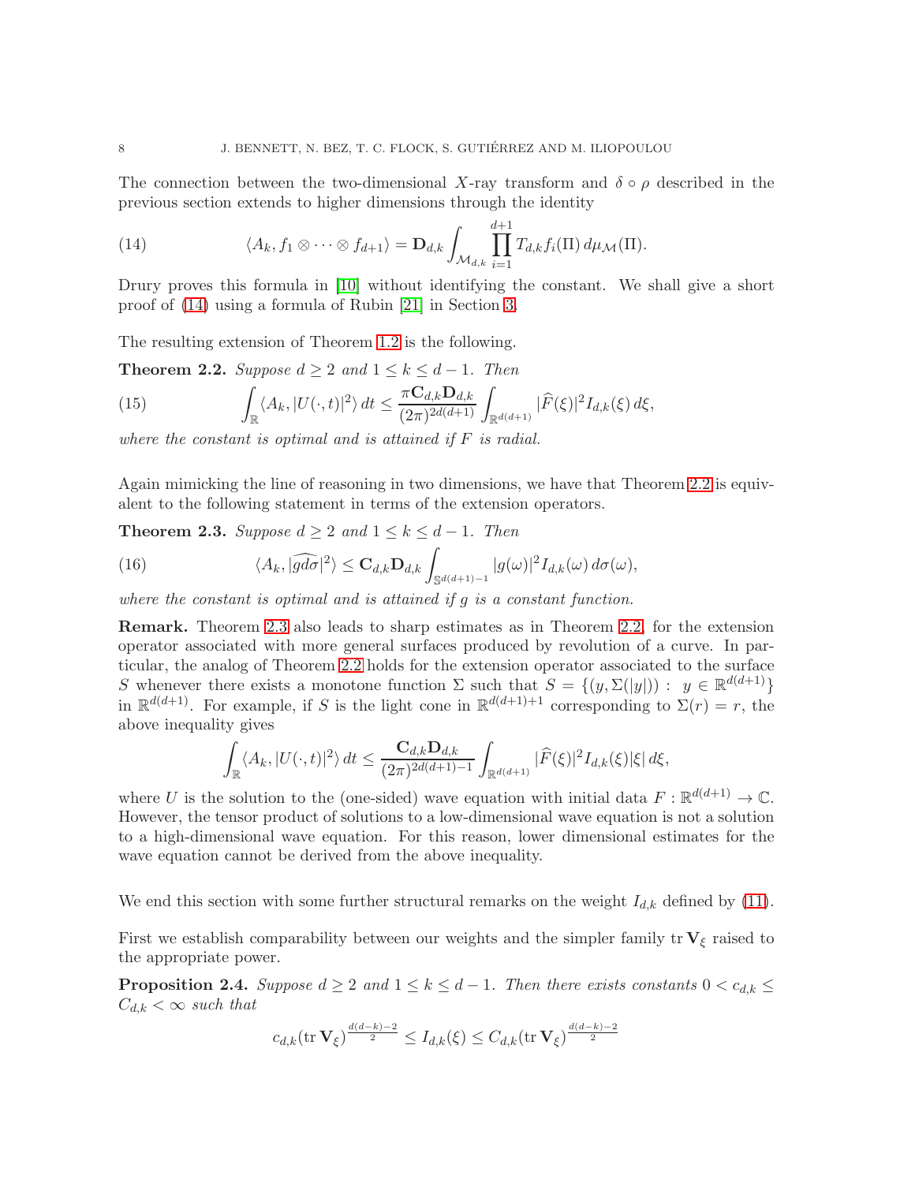The connection between the two-dimensional $X$-ray transform and $\delta \circ \rho$ described in the previous section extends to higher dimensions through the identity

$$\langle A_k, f_1 \otimes \cdots \otimes f_{d+1} \rangle = \mathbf{D}_{d,k} \int_{\mathcal{M}_{d,k}} \prod_{i=1}^{d+1} T_{d,k} f_i(\Pi)\, d\mu_{\mathcal{M}}(\Pi). \tag{14}$$

Drury proves this formula in [10] without identifying the constant. We shall give a short proof of (14) using a formula of Rubin [21] in Section 3.

The resulting extension of Theorem 1.2 is the following.

**Theorem 2.2.** *Suppose $d \geq 2$ and $1 \leq k \leq d-1$. Then*

$$\int_{\mathbb{R}} \langle A_k, |U(\cdot,t)|^2 \rangle \, dt \leq \frac{\pi \mathbf{C}_{d,k} \mathbf{D}_{d,k}}{(2\pi)^{2d(d+1)}} \int_{\mathbb{R}^{d(d+1)}} |\widehat{F}(\xi)|^2 I_{d,k}(\xi)\, d\xi, \tag{15}$$

*where the constant is optimal and is attained if $F$ is radial.*

Again mimicking the line of reasoning in two dimensions, we have that Theorem 2.2 is equivalent to the following statement in terms of the extension operators.

**Theorem 2.3.** *Suppose $d \geq 2$ and $1 \leq k \leq d-1$. Then*

$$\langle A_k, |\widehat{gd\sigma}|^2 \rangle \leq \mathbf{C}_{d,k} \mathbf{D}_{d,k} \int_{\mathbb{S}^{d(d+1)-1}} |g(\omega)|^2 I_{d,k}(\omega)\, d\sigma(\omega), \tag{16}$$

*where the constant is optimal and is attained if $g$ is a constant function.*

**Remark.** Theorem 2.3 also leads to sharp estimates as in Theorem 2.2, for the extension operator associated with more general surfaces produced by revolution of a curve. In particular, the analog of Theorem 2.2 holds for the extension operator associated to the surface $S$ whenever there exists a monotone function $\Sigma$ such that $S = \{(y, \Sigma(|y|)) : \ y \in \mathbb{R}^{d(d+1)}\}$ in $\mathbb{R}^{d(d+1)}$. For example, if $S$ is the light cone in $\mathbb{R}^{d(d+1)+1}$ corresponding to $\Sigma(r) = r$, the above inequality gives

$$\int_{\mathbb{R}} \langle A_k, |U(\cdot,t)|^2 \rangle \, dt \leq \frac{\mathbf{C}_{d,k} \mathbf{D}_{d,k}}{(2\pi)^{2d(d+1)-1}} \int_{\mathbb{R}^{d(d+1)}} |\widehat{F}(\xi)|^2 I_{d,k}(\xi) |\xi|\, d\xi,$$

where $U$ is the solution to the (one-sided) wave equation with initial data $F : \mathbb{R}^{d(d+1)} \to \mathbb{C}$. However, the tensor product of solutions to a low-dimensional wave equation is not a solution to a high-dimensional wave equation. For this reason, lower dimensional estimates for the wave equation cannot be derived from the above inequality.

We end this section with some further structural remarks on the weight $I_{d,k}$ defined by (11).

First we establish comparability between our weights and the simpler family $\operatorname{tr} \mathbf{V}_\xi$ raised to the appropriate power.

**Proposition 2.4.** *Suppose $d \geq 2$ and $1 \leq k \leq d-1$. Then there exists constants $0 < c_{d,k} \leq C_{d,k} < \infty$ such that*

$$c_{d,k} (\operatorname{tr} \mathbf{V}_\xi)^{\frac{d(d-k)-2}{2}} \leq I_{d,k}(\xi) \leq C_{d,k} (\operatorname{tr} \mathbf{V}_\xi)^{\frac{d(d-k)-2}{2}}$$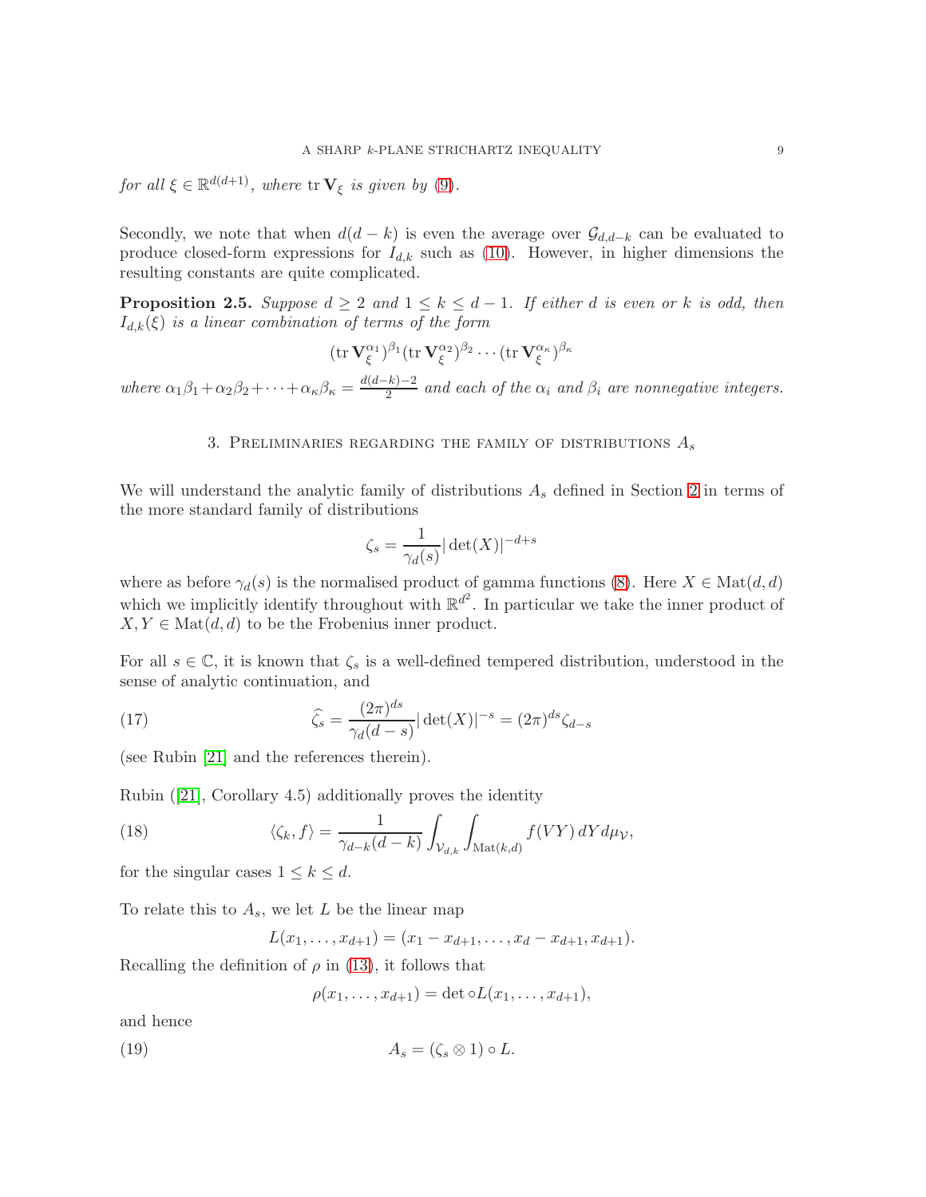*for all* $\xi \in \mathbb{R}^{d(d+1)}$*, where* $\operatorname{tr} \mathbf{V}_\xi$ *is given by* (9).

Secondly, we note that when $d(d-k)$ is even the average over $\mathcal{G}_{d,d-k}$ can be evaluated to produce closed-form expressions for $I_{d,k}$ such as (10). However, in higher dimensions the resulting constants are quite complicated.

**Proposition 2.5.** *Suppose* $d \geq 2$ *and* $1 \leq k \leq d-1$*. If either* $d$ *is even or* $k$ *is odd, then* $I_{d,k}(\xi)$ *is a linear combination of terms of the form*

$$(\operatorname{tr} \mathbf{V}_\xi^{\alpha_1})^{\beta_1} (\operatorname{tr} \mathbf{V}_\xi^{\alpha_2})^{\beta_2} \cdots (\operatorname{tr} \mathbf{V}_\xi^{\alpha_\kappa})^{\beta_\kappa}$$

*where* $\alpha_1\beta_1 + \alpha_2\beta_2 + \cdots + \alpha_\kappa\beta_\kappa = \frac{d(d-k)-2}{2}$ *and each of the* $\alpha_i$ *and* $\beta_i$ *are nonnegative integers.*

## 3. Preliminaries regarding the family of distributions $A_s$

We will understand the analytic family of distributions $A_s$ defined in Section 2 in terms of the more standard family of distributions

$$\zeta_s = \frac{1}{\gamma_d(s)} |\det(X)|^{-d+s}$$

where as before $\gamma_d(s)$ is the normalised product of gamma functions (8). Here $X \in \operatorname{Mat}(d,d)$ which we implicitly identify throughout with $\mathbb{R}^{d^2}$. In particular we take the inner product of $X, Y \in \operatorname{Mat}(d,d)$ to be the Frobenius inner product.

For all $s \in \mathbb{C}$, it is known that $\zeta_s$ is a well-defined tempered distribution, understood in the sense of analytic continuation, and

$$\widehat{\zeta_s} = \frac{(2\pi)^{ds}}{\gamma_d(d-s)} |\det(X)|^{-s} = (2\pi)^{ds} \zeta_{d-s} \tag{17}$$

(see Rubin [21] and the references therein).

Rubin ([21], Corollary 4.5) additionally proves the identity

$$\langle \zeta_k, f \rangle = \frac{1}{\gamma_{d-k}(d-k)} \int_{\mathcal{V}_{d,k}} \int_{\operatorname{Mat}(k,d)} f(VY)\, dY\, d\mu_{\mathcal{V}}, \tag{18}$$

for the singular cases $1 \leq k \leq d$.

To relate this to $A_s$, we let $L$ be the linear map

$$L(x_1, \ldots, x_{d+1}) = (x_1 - x_{d+1}, \ldots, x_d - x_{d+1}, x_{d+1}).$$

Recalling the definition of $\rho$ in (13), it follows that

$$\rho(x_1, \ldots, x_{d+1}) = \det \circ L(x_1, \ldots, x_{d+1}),$$

and hence

$$A_s = (\zeta_s \otimes 1) \circ L. \tag{19}$$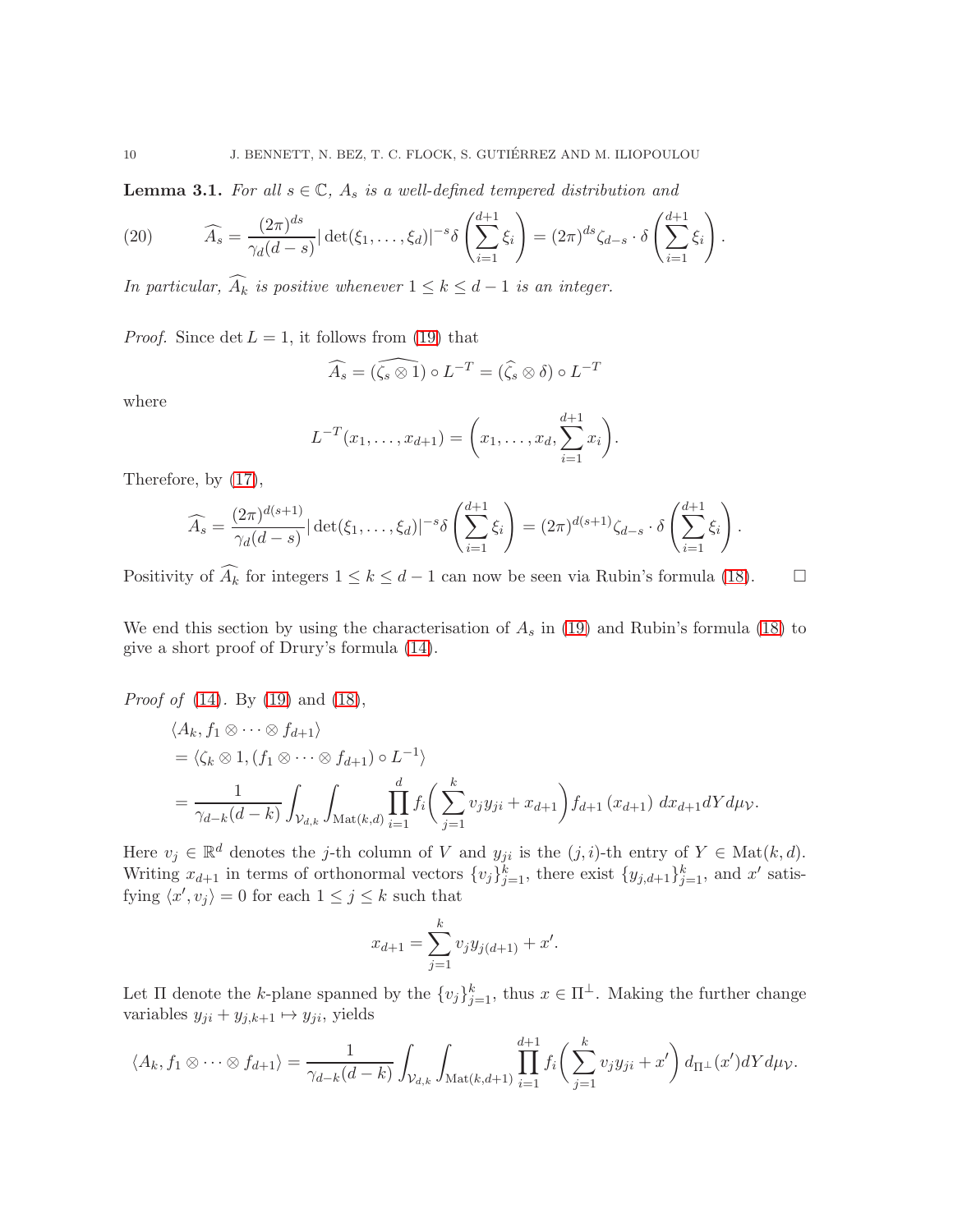**Lemma 3.1.** *For all $s \in \mathbb{C}$, $A_s$ is a well-defined tempered distribution and*

$$\widehat{A_s} = \frac{(2\pi)^{ds}}{\gamma_d(d-s)} |\det(\xi_1, \ldots, \xi_d)|^{-s} \delta\left(\sum_{i=1}^{d+1} \xi_i\right) = (2\pi)^{ds} \zeta_{d-s} \cdot \delta\left(\sum_{i=1}^{d+1} \xi_i\right). \tag{20}$$

*In particular, $\widehat{A_k}$ is positive whenever $1 \leq k \leq d-1$ is an integer.*

*Proof.* Since $\det L = 1$, it follows from (19) that

$$\widehat{A_s} = (\widehat{\zeta_s \otimes 1}) \circ L^{-T} = (\widehat{\zeta}_s \otimes \delta) \circ L^{-T}$$

where

$$L^{-T}(x_1, \ldots, x_{d+1}) = \left(x_1, \ldots, x_d, \sum_{i=1}^{d+1} x_i\right).$$

Therefore, by (17),

$$\widehat{A_s} = \frac{(2\pi)^{d(s+1)}}{\gamma_d(d-s)} |\det(\xi_1, \ldots, \xi_d)|^{-s} \delta\left(\sum_{i=1}^{d+1} \xi_i\right) = (2\pi)^{d(s+1)} \zeta_{d-s} \cdot \delta\left(\sum_{i=1}^{d+1} \xi_i\right).$$

Positivity of $\widehat{A_k}$ for integers $1 \leq k \leq d-1$ can now be seen via Rubin's formula (18). $\square$

We end this section by using the characterisation of $A_s$ in (19) and Rubin's formula (18) to give a short proof of Drury's formula (14).

*Proof of* (14). By (19) and (18),

$$\begin{aligned}
&\langle A_k, f_1 \otimes \cdots \otimes f_{d+1} \rangle \\
&= \langle \zeta_k \otimes 1, (f_1 \otimes \cdots \otimes f_{d+1}) \circ L^{-1} \rangle \\
&= \frac{1}{\gamma_{d-k}(d-k)} \int_{\mathcal{V}_{d,k}} \int_{\mathrm{Mat}(k,d)} \prod_{i=1}^{d} f_i\bigg(\sum_{j=1}^{k} v_j y_{ji} + x_{d+1}\bigg) f_{d+1}(x_{d+1}) \, dx_{d+1} dY d\mu_{\mathcal{V}}.
\end{aligned}$$

Here $v_j \in \mathbb{R}^d$ denotes the $j$-th column of $V$ and $y_{ji}$ is the $(j,i)$-th entry of $Y \in \mathrm{Mat}(k,d)$. Writing $x_{d+1}$ in terms of orthonormal vectors $\{v_j\}_{j=1}^k$, there exist $\{y_{j,d+1}\}_{j=1}^k$, and $x'$ satisfying $\langle x', v_j \rangle = 0$ for each $1 \leq j \leq k$ such that

$$x_{d+1} = \sum_{j=1}^{k} v_j y_{j(d+1)} + x'.$$

Let $\Pi$ denote the $k$-plane spanned by the $\{v_j\}_{j=1}^k$, thus $x \in \Pi^\perp$. Making the further change variables $y_{ji} + y_{j,k+1} \mapsto y_{ji}$, yields

$$\langle A_k, f_1 \otimes \cdots \otimes f_{d+1} \rangle = \frac{1}{\gamma_{d-k}(d-k)} \int_{\mathcal{V}_{d,k}} \int_{\mathrm{Mat}(k,d+1)} \prod_{i=1}^{d+1} f_i\bigg(\sum_{j=1}^{k} v_j y_{ji} + x'\bigg) \, d_{\Pi^\perp}(x') dY d\mu_{\mathcal{V}}.$$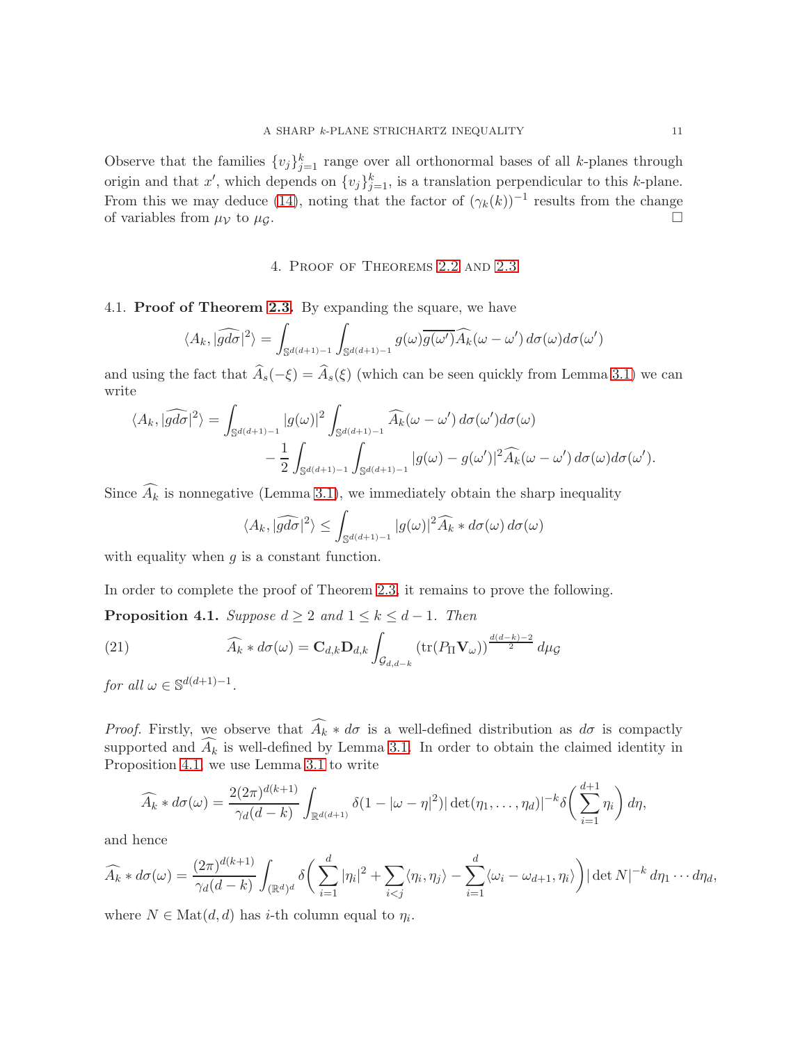Observe that the families $\{v_j\}_{j=1}^k$ range over all orthonormal bases of all $k$-planes through origin and that $x'$, which depends on $\{v_j\}_{j=1}^k$, is a translation perpendicular to this $k$-plane. From this we may deduce (14), noting that the factor of $(\gamma_k(k))^{-1}$ results from the change of variables from $\mu_{\mathcal{V}}$ to $\mu_{\mathcal{G}}$. □

## 4. Proof of Theorems 2.2 and 2.3

### 4.1. Proof of Theorem 2.3.

By expanding the square, we have

$$\langle A_k, |\widehat{gd\sigma}|^2\rangle = \int_{\mathbb{S}^{d(d+1)-1}} \int_{\mathbb{S}^{d(d+1)-1}} g(\omega)\overline{g(\omega')}\widehat{A_k}(\omega-\omega')\, d\sigma(\omega)d\sigma(\omega')$$

and using the fact that $\widehat{A}_s(-\xi) = \widehat{A}_s(\xi)$ (which can be seen quickly from Lemma 3.1) we can write

$$\begin{aligned}\langle A_k, |\widehat{gd\sigma}|^2\rangle = &\int_{\mathbb{S}^{d(d+1)-1}} |g(\omega)|^2 \int_{\mathbb{S}^{d(d+1)-1}} \widehat{A_k}(\omega-\omega')\, d\sigma(\omega')d\sigma(\omega)\\ &- \frac{1}{2}\int_{\mathbb{S}^{d(d+1)-1}}\int_{\mathbb{S}^{d(d+1)-1}} |g(\omega)-g(\omega')|^2\widehat{A_k}(\omega-\omega')\, d\sigma(\omega)d\sigma(\omega').\end{aligned}$$

Since $\widehat{A_k}$ is nonnegative (Lemma 3.1), we immediately obtain the sharp inequality

$$\langle A_k, |\widehat{gd\sigma}|^2\rangle \leq \int_{\mathbb{S}^{d(d+1)-1}} |g(\omega)|^2 \widehat{A_k} * d\sigma(\omega)\, d\sigma(\omega)$$

with equality when $g$ is a constant function.

In order to complete the proof of Theorem 2.3, it remains to prove the following.

**Proposition 4.1.** *Suppose $d \geq 2$ and $1 \leq k \leq d-1$. Then*

$$\widehat{A_k} * d\sigma(\omega) = \mathbf{C}_{d,k}\mathbf{D}_{d,k}\int_{\mathcal{G}_{d,d-k}} (\mathrm{tr}(P_\Pi \mathbf{V}_\omega))^{\frac{d(d-k)-2}{2}}\, d\mu_{\mathcal{G}} \tag{21}$$

*for all $\omega \in \mathbb{S}^{d(d+1)-1}$.*

*Proof.* Firstly, we observe that $\widehat{A_k} * d\sigma$ is a well-defined distribution as $d\sigma$ is compactly supported and $\widehat{A_k}$ is well-defined by Lemma 3.1. In order to obtain the claimed identity in Proposition 4.1, we use Lemma 3.1 to write

$$\widehat{A_k} * d\sigma(\omega) = \frac{2(2\pi)^{d(k+1)}}{\gamma_d(d-k)}\int_{\mathbb{R}^{d(d+1)}} \delta(1-|\omega-\eta|^2)|\det(\eta_1,\ldots,\eta_d)|^{-k}\delta\bigg(\sum_{i=1}^{d+1}\eta_i\bigg)\, d\eta,$$

and hence

$$\widehat{A_k} * d\sigma(\omega) = \frac{(2\pi)^{d(k+1)}}{\gamma_d(d-k)}\int_{(\mathbb{R}^d)^d} \delta\bigg(\sum_{i=1}^d |\eta_i|^2 + \sum_{i<j}\langle\eta_i,\eta_j\rangle - \sum_{i=1}^d\langle\omega_i-\omega_{d+1},\eta_i\rangle\bigg)|\det N|^{-k}\, d\eta_1\cdots d\eta_d,$$

where $N \in \mathrm{Mat}(d,d)$ has $i$-th column equal to $\eta_i$.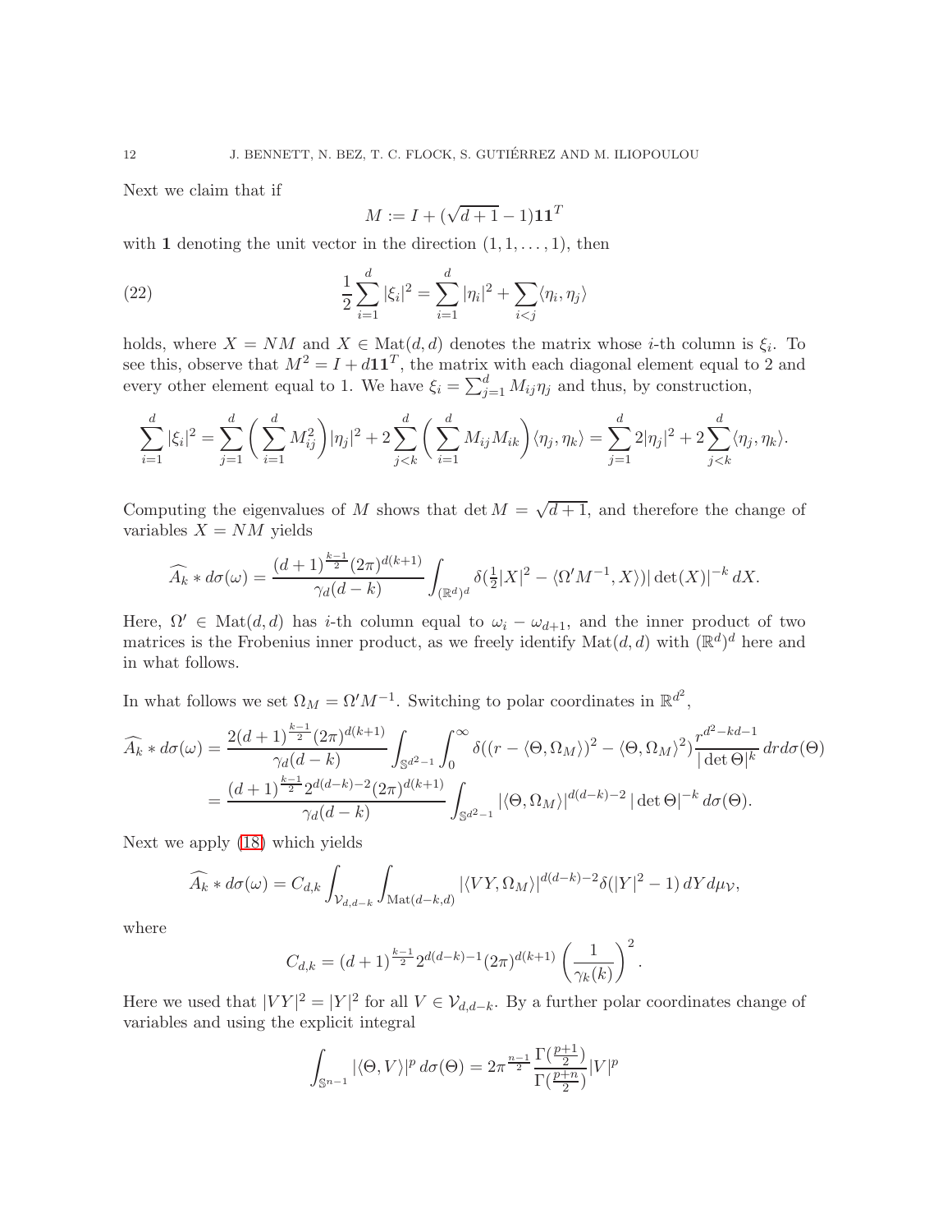Next we claim that if

$$M := I + (\sqrt{d+1} - 1)\mathbf{1}\mathbf{1}^T$$

with $\mathbf{1}$ denoting the unit vector in the direction $(1, 1, \ldots, 1)$, then

$$\frac{1}{2}\sum_{i=1}^{d} |\xi_i|^2 = \sum_{i=1}^{d} |\eta_i|^2 + \sum_{i<j} \langle \eta_i, \eta_j \rangle \tag{22}$$

holds, where $X = NM$ and $X \in \mathrm{Mat}(d,d)$ denotes the matrix whose $i$-th column is $\xi_i$. To see this, observe that $M^2 = I + d\mathbf{1}\mathbf{1}^T$, the matrix with each diagonal element equal to 2 and every other element equal to 1. We have $\xi_i = \sum_{j=1}^{d} M_{ij}\eta_j$ and thus, by construction,

$$\sum_{i=1}^{d} |\xi_i|^2 = \sum_{j=1}^{d} \bigg( \sum_{i=1}^{d} M_{ij}^2 \bigg) |\eta_j|^2 + 2\sum_{j<k}^{d} \bigg( \sum_{i=1}^{d} M_{ij}M_{ik} \bigg) \langle \eta_j, \eta_k \rangle = \sum_{j=1}^{d} 2|\eta_j|^2 + 2\sum_{j<k}^{d} \langle \eta_j, \eta_k \rangle.$$

Computing the eigenvalues of $M$ shows that $\det M = \sqrt{d+1}$, and therefore the change of variables $X = NM$ yields

$$\widehat{A_k} * d\sigma(\omega) = \frac{(d+1)^{\frac{k-1}{2}}(2\pi)^{d(k+1)}}{\gamma_d(d-k)} \int_{(\mathbb{R}^d)^d} \delta(\tfrac{1}{2}|X|^2 - \langle \Omega' M^{-1}, X \rangle) |\det(X)|^{-k} \, dX.$$

Here, $\Omega' \in \mathrm{Mat}(d,d)$ has $i$-th column equal to $\omega_i - \omega_{d+1}$, and the inner product of two matrices is the Frobenius inner product, as we freely identify $\mathrm{Mat}(d,d)$ with $(\mathbb{R}^d)^d$ here and in what follows.

In what follows we set $\Omega_M = \Omega' M^{-1}$. Switching to polar coordinates in $\mathbb{R}^{d^2}$,

$$\begin{aligned}
\widehat{A_k} * d\sigma(\omega) &= \frac{2(d+1)^{\frac{k-1}{2}}(2\pi)^{d(k+1)}}{\gamma_d(d-k)} \int_{\mathbb{S}^{d^2-1}} \int_0^\infty \delta((r - \langle \Theta, \Omega_M \rangle)^2 - \langle \Theta, \Omega_M \rangle^2) \frac{r^{d^2-kd-1}}{|\det \Theta|^k} \, dr d\sigma(\Theta) \\
&= \frac{(d+1)^{\frac{k-1}{2}} 2^{d(d-k)-2}(2\pi)^{d(k+1)}}{\gamma_d(d-k)} \int_{\mathbb{S}^{d^2-1}} |\langle \Theta, \Omega_M \rangle|^{d(d-k)-2} |\det \Theta|^{-k} \, d\sigma(\Theta).
\end{aligned}$$

Next we apply (18) which yields

$$\widehat{A_k} * d\sigma(\omega) = C_{d,k} \int_{\mathcal{V}_{d,d-k}} \int_{\mathrm{Mat}(d-k,d)} |\langle VY, \Omega_M \rangle|^{d(d-k)-2} \delta(|Y|^2 - 1) \, dY d\mu_{\mathcal{V}},$$

where

$$C_{d,k} = (d+1)^{\frac{k-1}{2}} 2^{d(d-k)-1}(2\pi)^{d(k+1)} \left( \frac{1}{\gamma_k(k)} \right)^2.$$

Here we used that $|VY|^2 = |Y|^2$ for all $V \in \mathcal{V}_{d,d-k}$. By a further polar coordinates change of variables and using the explicit integral

$$\int_{\mathbb{S}^{n-1}} |\langle \Theta, V \rangle|^p \, d\sigma(\Theta) = 2\pi^{\frac{n-1}{2}} \frac{\Gamma(\frac{p+1}{2})}{\Gamma(\frac{p+n}{2})} |V|^p$$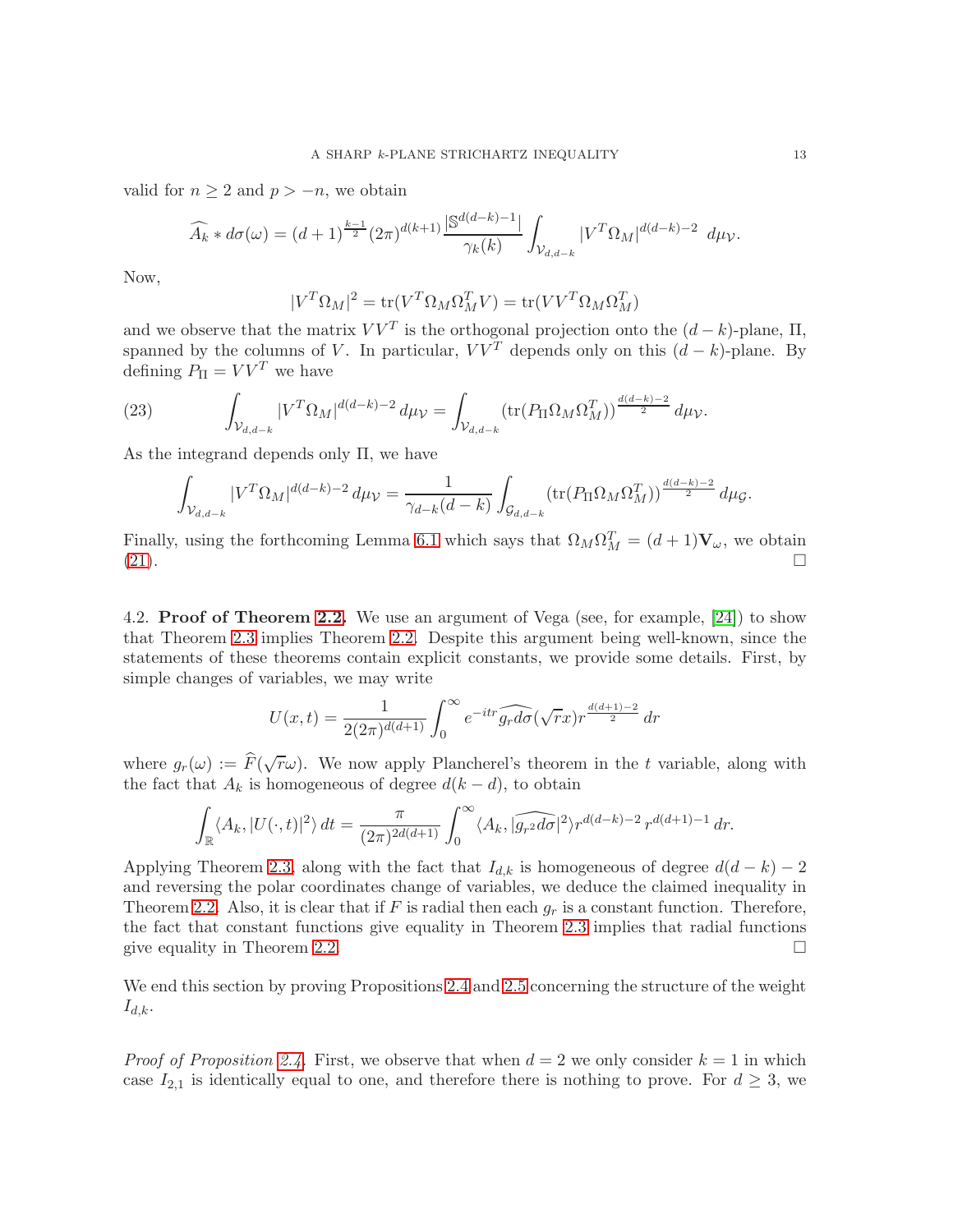valid for $n \geq 2$ and $p > -n$, we obtain

$$\widehat{A_k} * d\sigma(\omega) = (d+1)^{\frac{k-1}{2}} (2\pi)^{d(k+1)} \frac{|\mathbb{S}^{d(d-k)-1}|}{\gamma_k(k)} \int_{\mathcal{V}_{d,d-k}} |V^T \Omega_M|^{d(d-k)-2} \, d\mu_{\mathcal{V}}.$$

Now,

$$|V^T \Omega_M|^2 = \operatorname{tr}(V^T \Omega_M \Omega_M^T V) = \operatorname{tr}(V V^T \Omega_M \Omega_M^T)$$

and we observe that the matrix $VV^T$ is the orthogonal projection onto the $(d-k)$-plane, $\Pi$, spanned by the columns of $V$. In particular, $VV^T$ depends only on this $(d-k)$-plane. By defining $P_\Pi = VV^T$ we have

$$\int_{\mathcal{V}_{d,d-k}} |V^T \Omega_M|^{d(d-k)-2} \, d\mu_{\mathcal{V}} = \int_{\mathcal{V}_{d,d-k}} (\operatorname{tr}(P_\Pi \Omega_M \Omega_M^T))^{\frac{d(d-k)-2}{2}} \, d\mu_{\mathcal{V}}. \tag{23}$$

As the integrand depends only $\Pi$, we have

$$\int_{\mathcal{V}_{d,d-k}} |V^T \Omega_M|^{d(d-k)-2} \, d\mu_{\mathcal{V}} = \frac{1}{\gamma_{d-k}(d-k)} \int_{\mathcal{G}_{d,d-k}} (\operatorname{tr}(P_\Pi \Omega_M \Omega_M^T))^{\frac{d(d-k)-2}{2}} \, d\mu_{\mathcal{G}}.$$

Finally, using the forthcoming Lemma 6.1 which says that $\Omega_M \Omega_M^T = (d+1)\mathbf{V}_\omega$, we obtain (21). $\square$

4.2. **Proof of Theorem 2.2.** We use an argument of Vega (see, for example, [24]) to show that Theorem 2.3 implies Theorem 2.2. Despite this argument being well-known, since the statements of these theorems contain explicit constants, we provide some details. First, by simple changes of variables, we may write

$$U(x,t) = \frac{1}{2(2\pi)^{d(d+1)}} \int_0^\infty e^{-itr} \widehat{g_r d\sigma}(\sqrt{r}x) r^{\frac{d(d+1)-2}{2}} \, dr$$

where $g_r(\omega) := \widehat{F}(\sqrt{r}\omega)$. We now apply Plancherel's theorem in the $t$ variable, along with the fact that $A_k$ is homogeneous of degree $d(k-d)$, to obtain

$$\int_{\mathbb{R}} \langle A_k, |U(\cdot,t)|^2 \rangle \, dt = \frac{\pi}{(2\pi)^{2d(d+1)}} \int_0^\infty \langle A_k, |\widehat{g_{r^2} d\sigma}|^2 \rangle r^{d(d-k)-2} \, r^{d(d+1)-1} \, dr.$$

Applying Theorem 2.3, along with the fact that $I_{d,k}$ is homogeneous of degree $d(d-k)-2$ and reversing the polar coordinates change of variables, we deduce the claimed inequality in Theorem 2.2. Also, it is clear that if $F$ is radial then each $g_r$ is a constant function. Therefore, the fact that constant functions give equality in Theorem 2.3 implies that radial functions give equality in Theorem 2.2. $\square$

We end this section by proving Propositions 2.4 and 2.5 concerning the structure of the weight $I_{d,k}$.

*Proof of Proposition 2.4.* First, we observe that when $d = 2$ we only consider $k = 1$ in which case $I_{2,1}$ is identically equal to one, and therefore there is nothing to prove. For $d \geq 3$, we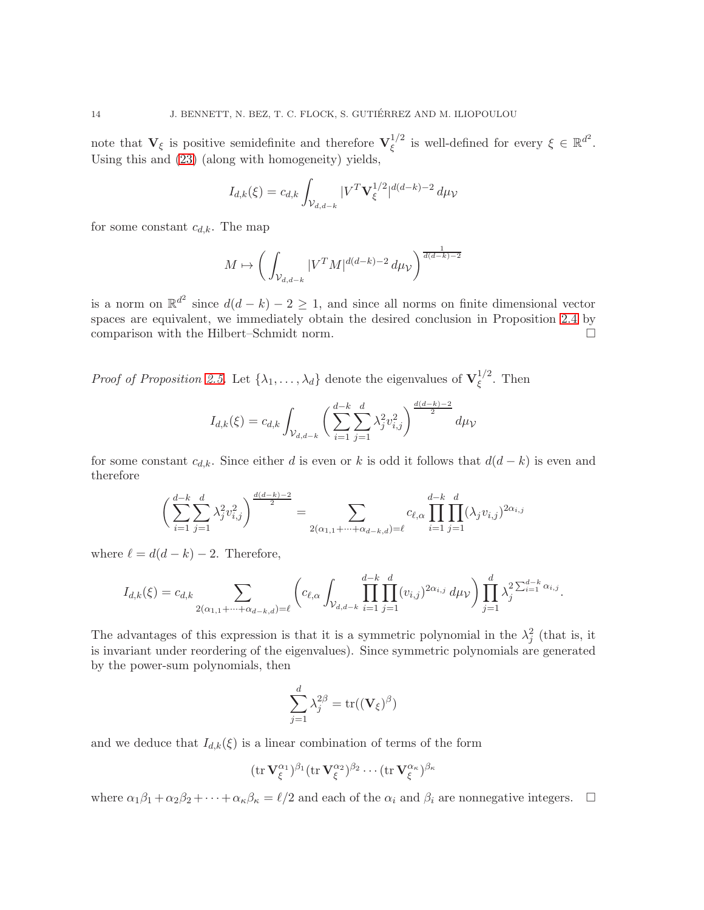note that $\mathbf{V}_\xi$ is positive semidefinite and therefore $\mathbf{V}_\xi^{1/2}$ is well-defined for every $\xi \in \mathbb{R}^{d^2}$. Using this and (23) (along with homogeneity) yields,

$$I_{d,k}(\xi) = c_{d,k} \int_{\mathcal{V}_{d,d-k}} |V^T \mathbf{V}_\xi^{1/2}|^{d(d-k)-2} \, d\mu_{\mathcal{V}}$$

for some constant $c_{d,k}$. The map

$$M \mapsto \bigg( \int_{\mathcal{V}_{d,d-k}} |V^T M|^{d(d-k)-2} \, d\mu_{\mathcal{V}} \bigg)^{\frac{1}{d(d-k)-2}}$$

is a norm on $\mathbb{R}^{d^2}$ since $d(d-k) - 2 \geq 1$, and since all norms on finite dimensional vector spaces are equivalent, we immediately obtain the desired conclusion in Proposition 2.4 by comparison with the Hilbert–Schmidt norm. $\square$

*Proof of Proposition 2.5.* Let $\{\lambda_1, \ldots, \lambda_d\}$ denote the eigenvalues of $\mathbf{V}_\xi^{1/2}$. Then

$$I_{d,k}(\xi) = c_{d,k} \int_{\mathcal{V}_{d,d-k}} \bigg( \sum_{i=1}^{d-k} \sum_{j=1}^{d} \lambda_j^2 v_{i,j}^2 \bigg)^{\frac{d(d-k)-2}{2}} \, d\mu_{\mathcal{V}}$$

for some constant $c_{d,k}$. Since either $d$ is even or $k$ is odd it follows that $d(d-k)$ is even and therefore

$$\bigg( \sum_{i=1}^{d-k} \sum_{j=1}^{d} \lambda_j^2 v_{i,j}^2 \bigg)^{\frac{d(d-k)-2}{2}} = \sum_{2(\alpha_{1,1}+\cdots+\alpha_{d-k,d})=\ell} c_{\ell,\alpha} \prod_{i=1}^{d-k} \prod_{j=1}^{d} (\lambda_j v_{i,j})^{2\alpha_{i,j}}$$

where $\ell = d(d-k) - 2$. Therefore,

$$I_{d,k}(\xi) = c_{d,k} \sum_{2(\alpha_{1,1}+\cdots+\alpha_{d-k,d})=\ell} \bigg( c_{\ell,\alpha} \int_{\mathcal{V}_{d,d-k}} \prod_{i=1}^{d-k} \prod_{j=1}^{d} (v_{i,j})^{2\alpha_{i,j}} \, d\mu_{\mathcal{V}} \bigg) \prod_{j=1}^{d} \lambda_j^{2 \sum_{i=1}^{d-k} \alpha_{i,j}}.$$

The advantages of this expression is that it is a symmetric polynomial in the $\lambda_j^2$ (that is, it is invariant under reordering of the eigenvalues). Since symmetric polynomials are generated by the power-sum polynomials, then

$$\sum_{j=1}^{d} \lambda_j^{2\beta} = \operatorname{tr}((\mathbf{V}_\xi)^\beta)$$

and we deduce that $I_{d,k}(\xi)$ is a linear combination of terms of the form

$$(\operatorname{tr} \mathbf{V}_\xi^{\alpha_1})^{\beta_1} (\operatorname{tr} \mathbf{V}_\xi^{\alpha_2})^{\beta_2} \cdots (\operatorname{tr} \mathbf{V}_\xi^{\alpha_\kappa})^{\beta_\kappa}$$

where $\alpha_1\beta_1 + \alpha_2\beta_2 + \cdots + \alpha_\kappa\beta_\kappa = \ell/2$ and each of the $\alpha_i$ and $\beta_i$ are nonnegative integers. $\square$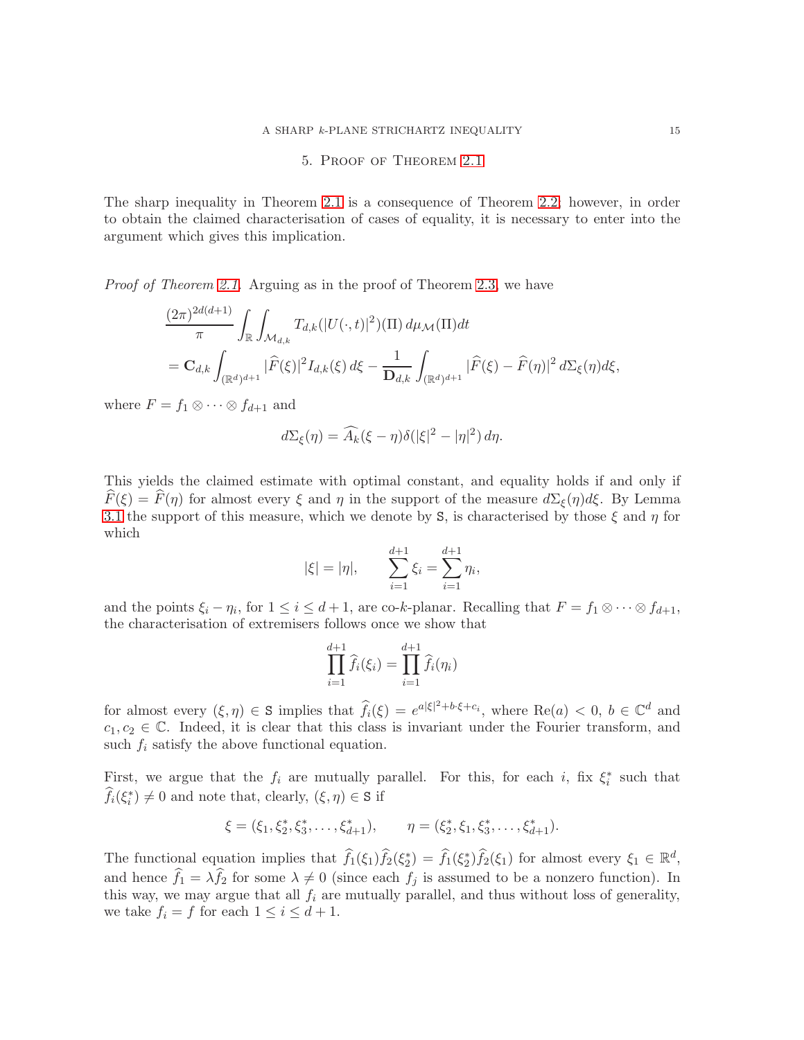## 5. Proof of Theorem 2.1

The sharp inequality in Theorem 2.1 is a consequence of Theorem 2.2; however, in order to obtain the claimed characterisation of cases of equality, it is necessary to enter into the argument which gives this implication.

*Proof of Theorem 2.1.* Arguing as in the proof of Theorem 2.3, we have

$$\frac{(2\pi)^{2d(d+1)}}{\pi}\int_{\mathbb{R}}\int_{\mathcal{M}_{d,k}} T_{d,k}(|U(\cdot,t)|^2)(\Pi)\, d\mu_{\mathcal{M}}(\Pi)dt$$
$$= \mathbf{C}_{d,k}\int_{(\mathbb{R}^d)^{d+1}} |\widehat{F}(\xi)|^2 I_{d,k}(\xi)\, d\xi - \frac{1}{\mathbf{D}_{d,k}}\int_{(\mathbb{R}^d)^{d+1}} |\widehat{F}(\xi)-\widehat{F}(\eta)|^2\, d\Sigma_\xi(\eta)d\xi,$$

where $F = f_1\otimes\cdots\otimes f_{d+1}$ and

$$d\Sigma_\xi(\eta) = \widehat{A_k}(\xi-\eta)\delta(|\xi|^2-|\eta|^2)\, d\eta.$$

This yields the claimed estimate with optimal constant, and equality holds if and only if $\widehat{F}(\xi)=\widehat{F}(\eta)$ for almost every $\xi$ and $\eta$ in the support of the measure $d\Sigma_\xi(\eta)d\xi$. By Lemma 3.1 the support of this measure, which we denote by $\mathtt{S}$, is characterised by those $\xi$ and $\eta$ for which

$$|\xi| = |\eta|, \qquad \sum_{i=1}^{d+1}\xi_i = \sum_{i=1}^{d+1}\eta_i,$$

and the points $\xi_i-\eta_i$, for $1\le i\le d+1$, are co-$k$-planar. Recalling that $F = f_1\otimes\cdots\otimes f_{d+1}$, the characterisation of extremisers follows once we show that

$$\prod_{i=1}^{d+1}\widehat{f}_i(\xi_i) = \prod_{i=1}^{d+1}\widehat{f}_i(\eta_i)$$

for almost every $(\xi,\eta)\in\mathtt{S}$ implies that $\widehat{f}_i(\xi) = e^{a|\xi|^2+b\cdot\xi+c_i}$, where $\mathrm{Re}(a)<0$, $b\in\mathbb{C}^d$ and $c_1,c_2\in\mathbb{C}$. Indeed, it is clear that this class is invariant under the Fourier transform, and such $f_i$ satisfy the above functional equation.

First, we argue that the $f_i$ are mutually parallel. For this, for each $i$, fix $\xi_i^*$ such that $\widehat{f}_i(\xi_i^*)\neq 0$ and note that, clearly, $(\xi,\eta)\in\mathtt{S}$ if

$$\xi = (\xi_1,\xi_2^*,\xi_3^*,\dots,\xi_{d+1}^*), \qquad \eta = (\xi_2^*,\xi_1,\xi_3^*,\dots,\xi_{d+1}^*).$$

The functional equation implies that $\widehat{f}_1(\xi_1)\widehat{f}_2(\xi_2^*) = \widehat{f}_1(\xi_2^*)\widehat{f}_2(\xi_1)$ for almost every $\xi_1\in\mathbb{R}^d$, and hence $\widehat{f}_1 = \lambda\widehat{f}_2$ for some $\lambda\neq 0$ (since each $f_j$ is assumed to be a nonzero function). In this way, we may argue that all $f_i$ are mutually parallel, and thus without loss of generality, we take $f_i = f$ for each $1\le i\le d+1$.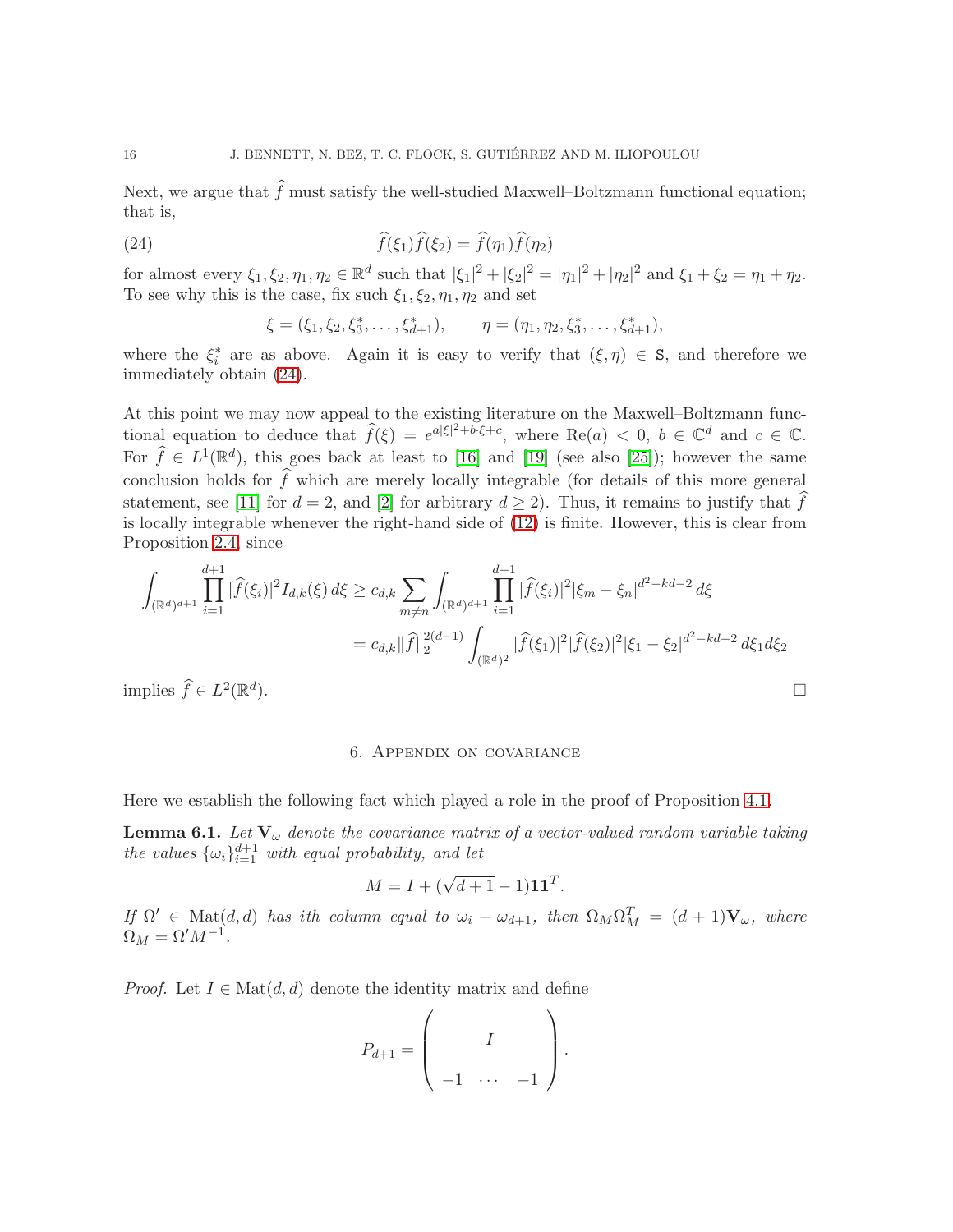Next, we argue that $\widehat{f}$ must satisfy the well-studied Maxwell–Boltzmann functional equation; that is,

$$\widehat{f}(\xi_1)\widehat{f}(\xi_2) = \widehat{f}(\eta_1)\widehat{f}(\eta_2) \tag{24}$$

for almost every $\xi_1, \xi_2, \eta_1, \eta_2 \in \mathbb{R}^d$ such that $|\xi_1|^2 + |\xi_2|^2 = |\eta_1|^2 + |\eta_2|^2$ and $\xi_1 + \xi_2 = \eta_1 + \eta_2$. To see why this is the case, fix such $\xi_1, \xi_2, \eta_1, \eta_2$ and set

$$\xi = (\xi_1, \xi_2, \xi_3^*, \ldots, \xi_{d+1}^*), \qquad \eta = (\eta_1, \eta_2, \xi_3^*, \ldots, \xi_{d+1}^*),$$

where the $\xi_i^*$ are as above. Again it is easy to verify that $(\xi, \eta) \in \mathtt{S}$, and therefore we immediately obtain (24).

At this point we may now appeal to the existing literature on the Maxwell–Boltzmann functional equation to deduce that $\widehat{f}(\xi) = e^{a|\xi|^2 + b\cdot\xi + c}$, where $\mathrm{Re}(a) < 0$, $b \in \mathbb{C}^d$ and $c \in \mathbb{C}$. For $\widehat{f} \in L^1(\mathbb{R}^d)$, this goes back at least to [16] and [19] (see also [25]); however the same conclusion holds for $\widehat{f}$ which are merely locally integrable (for details of this more general statement, see [11] for $d = 2$, and [2] for arbitrary $d \geq 2$). Thus, it remains to justify that $\widehat{f}$ is locally integrable whenever the right-hand side of (12) is finite. However, this is clear from Proposition 2.4, since

$$\begin{aligned}
\int_{(\mathbb{R}^d)^{d+1}} \prod_{i=1}^{d+1} |\widehat{f}(\xi_i)|^2 I_{d,k}(\xi)\, d\xi &\geq c_{d,k} \sum_{m \neq n} \int_{(\mathbb{R}^d)^{d+1}} \prod_{i=1}^{d+1} |\widehat{f}(\xi_i)|^2 |\xi_m - \xi_n|^{d^2 - kd - 2}\, d\xi \\
&= c_{d,k} \|\widehat{f}\|_2^{2(d-1)} \int_{(\mathbb{R}^d)^2} |\widehat{f}(\xi_1)|^2 |\widehat{f}(\xi_2)|^2 |\xi_1 - \xi_2|^{d^2 - kd - 2}\, d\xi_1 d\xi_2
\end{aligned}$$

implies $\widehat{f} \in L^2(\mathbb{R}^d)$. □

## 6. Appendix on covariance

Here we establish the following fact which played a role in the proof of Proposition 4.1.

**Lemma 6.1.** *Let $\mathbf{V}_\omega$ denote the covariance matrix of a vector-valued random variable taking the values $\{\omega_i\}_{i=1}^{d+1}$ with equal probability, and let*

$$M = I + (\sqrt{d+1} - 1)\mathbf{1}\mathbf{1}^T.$$

*If $\Omega' \in \mathrm{Mat}(d,d)$ has $i$th column equal to $\omega_i - \omega_{d+1}$, then $\Omega_M \Omega_M^T = (d+1)\mathbf{V}_\omega$, where $\Omega_M = \Omega' M^{-1}$.*

*Proof.* Let $I \in \mathrm{Mat}(d,d)$ denote the identity matrix and define

$$P_{d+1} = \begin{pmatrix} & I & \\ -1 & \cdots & -1 \end{pmatrix}.$$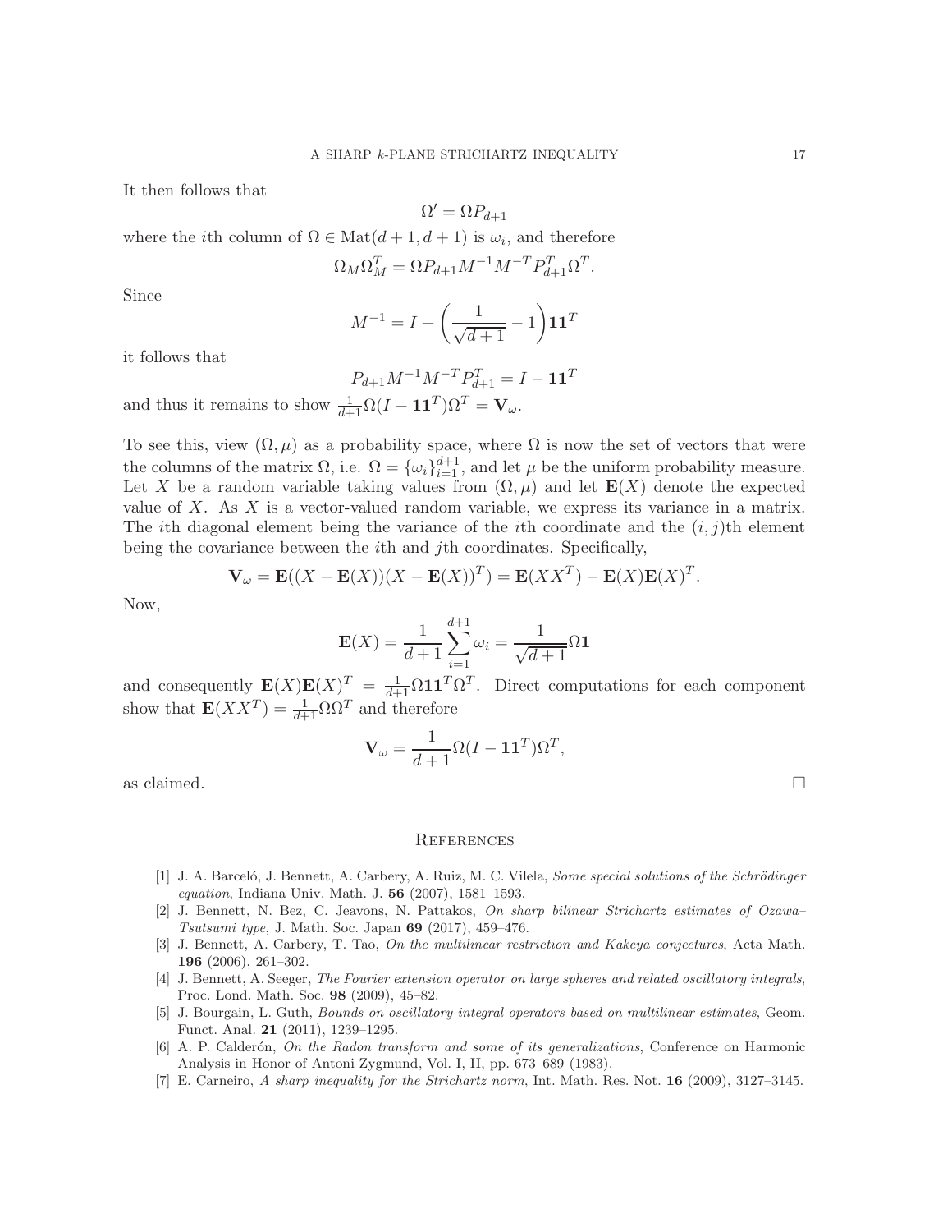It then follows that

$$\Omega' = \Omega P_{d+1}$$

where the $i$th column of $\Omega \in \mathrm{Mat}(d+1, d+1)$ is $\omega_i$, and therefore

$$\Omega_M \Omega_M^T = \Omega P_{d+1} M^{-1} M^{-T} P_{d+1}^T \Omega^T.$$

Since

$$M^{-1} = I + \left( \frac{1}{\sqrt{d+1}} - 1 \right) \mathbf{1}\mathbf{1}^T$$

it follows that

$$P_{d+1} M^{-1} M^{-T} P_{d+1}^T = I - \mathbf{1}\mathbf{1}^T$$

and thus it remains to show $\frac{1}{d+1}\Omega(I - \mathbf{1}\mathbf{1}^T)\Omega^T = \mathbf{V}_\omega$.

To see this, view $(\Omega, \mu)$ as a probability space, where $\Omega$ is now the set of vectors that were the columns of the matrix $\Omega$, i.e. $\Omega = \{\omega_i\}_{i=1}^{d+1}$, and let $\mu$ be the uniform probability measure. Let $X$ be a random variable taking values from $(\Omega, \mu)$ and let $\mathbf{E}(X)$ denote the expected value of $X$. As $X$ is a vector-valued random variable, we express its variance in a matrix. The $i$th diagonal element being the variance of the $i$th coordinate and the $(i,j)$th element being the covariance between the $i$th and $j$th coordinates. Specifically,

$$\mathbf{V}_\omega = \mathbf{E}((X - \mathbf{E}(X))(X - \mathbf{E}(X))^T) = \mathbf{E}(XX^T) - \mathbf{E}(X)\mathbf{E}(X)^T.$$

Now,

$$\mathbf{E}(X) = \frac{1}{d+1} \sum_{i=1}^{d+1} \omega_i = \frac{1}{\sqrt{d+1}} \Omega \mathbf{1}$$

and consequently $\mathbf{E}(X)\mathbf{E}(X)^T = \frac{1}{d+1}\Omega\mathbf{1}\mathbf{1}^T\Omega^T$. Direct computations for each component show that $\mathbf{E}(XX^T) = \frac{1}{d+1}\Omega\Omega^T$ and therefore

$$\mathbf{V}_\omega = \frac{1}{d+1}\Omega(I - \mathbf{1}\mathbf{1}^T)\Omega^T,$$

as claimed. □

## References

[1] J. A. Barceló, J. Bennett, A. Carbery, A. Ruiz, M. C. Vilela, *Some special solutions of the Schrödinger equation*, Indiana Univ. Math. J. **56** (2007), 1581–1593.

[2] J. Bennett, N. Bez, C. Jeavons, N. Pattakos, *On sharp bilinear Strichartz estimates of Ozawa–Tsutsumi type*, J. Math. Soc. Japan **69** (2017), 459–476.

[3] J. Bennett, A. Carbery, T. Tao, *On the multilinear restriction and Kakeya conjectures*, Acta Math. **196** (2006), 261–302.

[4] J. Bennett, A. Seeger, *The Fourier extension operator on large spheres and related oscillatory integrals*, Proc. Lond. Math. Soc. **98** (2009), 45–82.

[5] J. Bourgain, L. Guth, *Bounds on oscillatory integral operators based on multilinear estimates*, Geom. Funct. Anal. **21** (2011), 1239–1295.

[6] A. P. Calderón, *On the Radon transform and some of its generalizations*, Conference on Harmonic Analysis in Honor of Antoni Zygmund, Vol. I, II, pp. 673–689 (1983).

[7] E. Carneiro, *A sharp inequality for the Strichartz norm*, Int. Math. Res. Not. **16** (2009), 3127–3145.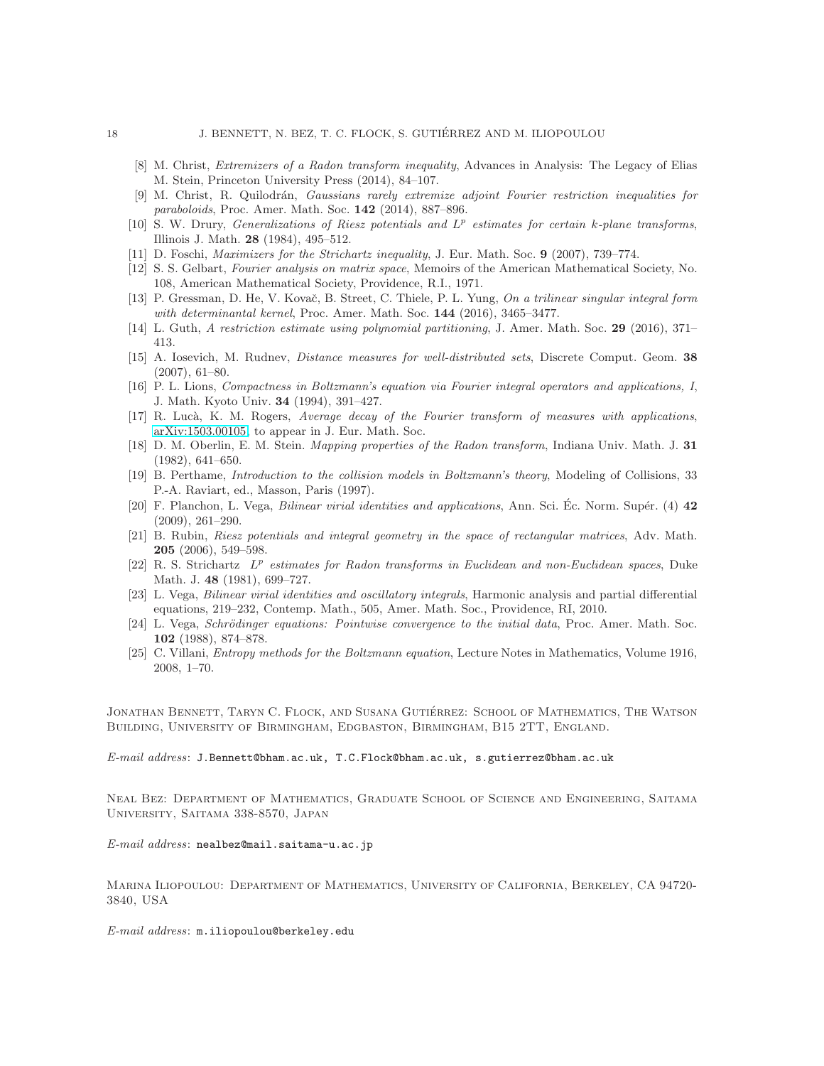[8] M. Christ, *Extremizers of a Radon transform inequality*, Advances in Analysis: The Legacy of Elias M. Stein, Princeton University Press (2014), 84–107.

[9] M. Christ, R. Quilodrán, *Gaussians rarely extremize adjoint Fourier restriction inequalities for paraboloids*, Proc. Amer. Math. Soc. **142** (2014), 887–896.

[10] S. W. Drury, *Generalizations of Riesz potentials and $L^p$ estimates for certain k-plane transforms*, Illinois J. Math. **28** (1984), 495–512.

[11] D. Foschi, *Maximizers for the Strichartz inequality*, J. Eur. Math. Soc. **9** (2007), 739–774.

[12] S. S. Gelbart, *Fourier analysis on matrix space*, Memoirs of the American Mathematical Society, No. 108, American Mathematical Society, Providence, R.I., 1971.

[13] P. Gressman, D. He, V. Kovač, B. Street, C. Thiele, P. L. Yung, *On a trilinear singular integral form with determinantal kernel*, Proc. Amer. Math. Soc. **144** (2016), 3465–3477.

[14] L. Guth, *A restriction estimate using polynomial partitioning*, J. Amer. Math. Soc. **29** (2016), 371–413.

[15] A. Iosevich, M. Rudnev, *Distance measures for well-distributed sets*, Discrete Comput. Geom. **38** (2007), 61–80.

[16] P. L. Lions, *Compactness in Boltzmann's equation via Fourier integral operators and applications, I*, J. Math. Kyoto Univ. **34** (1994), 391–427.

[17] R. Lucà, K. M. Rogers, *Average decay of the Fourier transform of measures with applications*, arXiv:1503.00105, to appear in J. Eur. Math. Soc.

[18] D. M. Oberlin, E. M. Stein. *Mapping properties of the Radon transform*, Indiana Univ. Math. J. **31** (1982), 641–650.

[19] B. Perthame, *Introduction to the collision models in Boltzmann's theory*, Modeling of Collisions, 33 P.-A. Raviart, ed., Masson, Paris (1997).

[20] F. Planchon, L. Vega, *Bilinear virial identities and applications*, Ann. Sci. Éc. Norm. Supér. (4) **42** (2009), 261–290.

[21] B. Rubin, *Riesz potentials and integral geometry in the space of rectangular matrices*, Adv. Math. **205** (2006), 549–598.

[22] R. S. Strichartz *$L^p$ estimates for Radon transforms in Euclidean and non-Euclidean spaces*, Duke Math. J. **48** (1981), 699–727.

[23] L. Vega, *Bilinear virial identities and oscillatory integrals*, Harmonic analysis and partial differential equations, 219–232, Contemp. Math., 505, Amer. Math. Soc., Providence, RI, 2010.

[24] L. Vega, *Schrödinger equations: Pointwise convergence to the initial data*, Proc. Amer. Math. Soc. **102** (1988), 874–878.

[25] C. Villani, *Entropy methods for the Boltzmann equation*, Lecture Notes in Mathematics, Volume 1916, 2008, 1–70.

Jonathan Bennett, Taryn C. Flock, and Susana Gutiérrez: School of Mathematics, The Watson Building, University of Birmingham, Edgbaston, Birmingham, B15 2TT, England.

*E-mail address*: J.Bennett@bham.ac.uk, T.C.Flock@bham.ac.uk, s.gutierrez@bham.ac.uk

Neal Bez: Department of Mathematics, Graduate School of Science and Engineering, Saitama University, Saitama 338-8570, Japan

*E-mail address*: nealbez@mail.saitama-u.ac.jp

Marina Iliopoulou: Department of Mathematics, University of California, Berkeley, CA 94720-3840, USA

*E-mail address*: m.iliopoulou@berkeley.edu